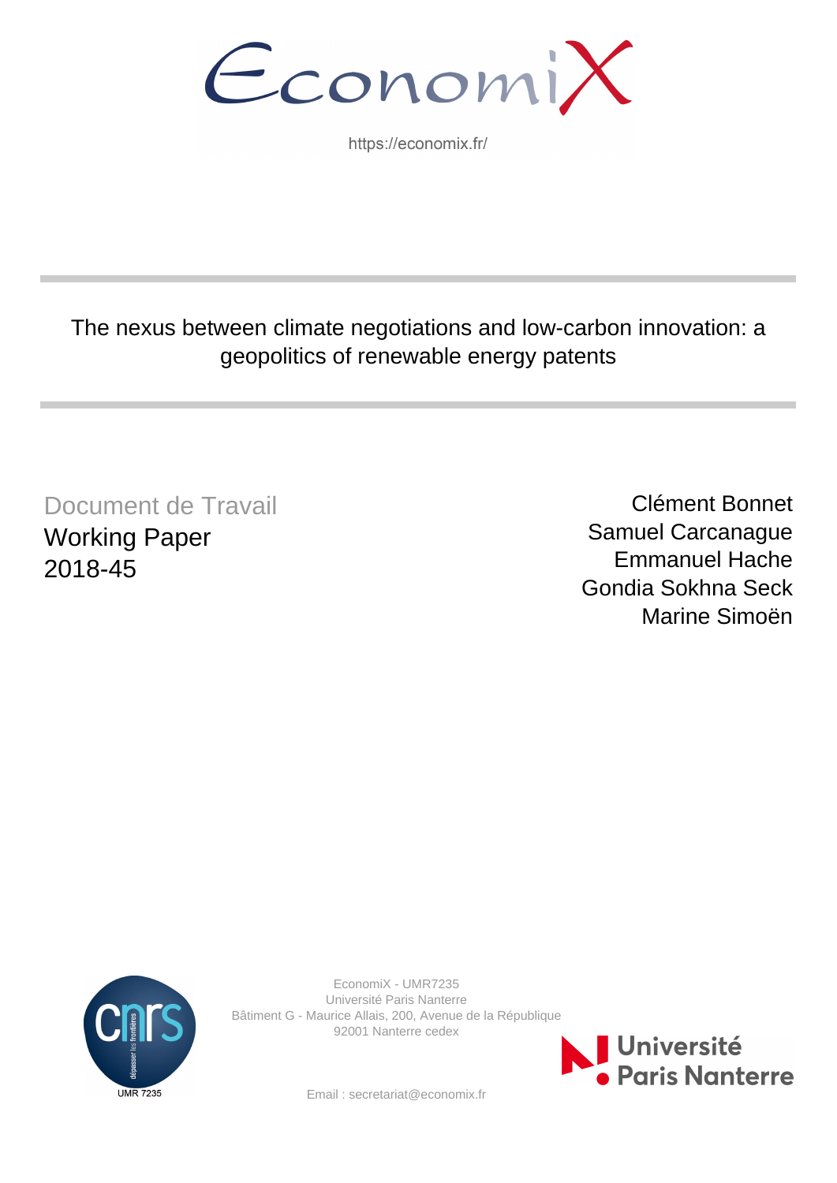EconomiX

https://economix.fr/

# The nexus between climate negotiations and low-carbon innovation: a geopolitics of renewable energy patents

Document de Travail
Working Paper
2018-45

Clément Bonnet
Samuel Carcanague
Emmanuel Hache
Gondia Sokhna Seck
Marine Simoën

EconomiX - UMR7235
Université Paris Nanterre
Bâtiment G - Maurice Allais, 200, Avenue de la République
92001 Nanterre cedex

Email : secretariat@economix.fr

UMR 7235

Université Paris Nanterre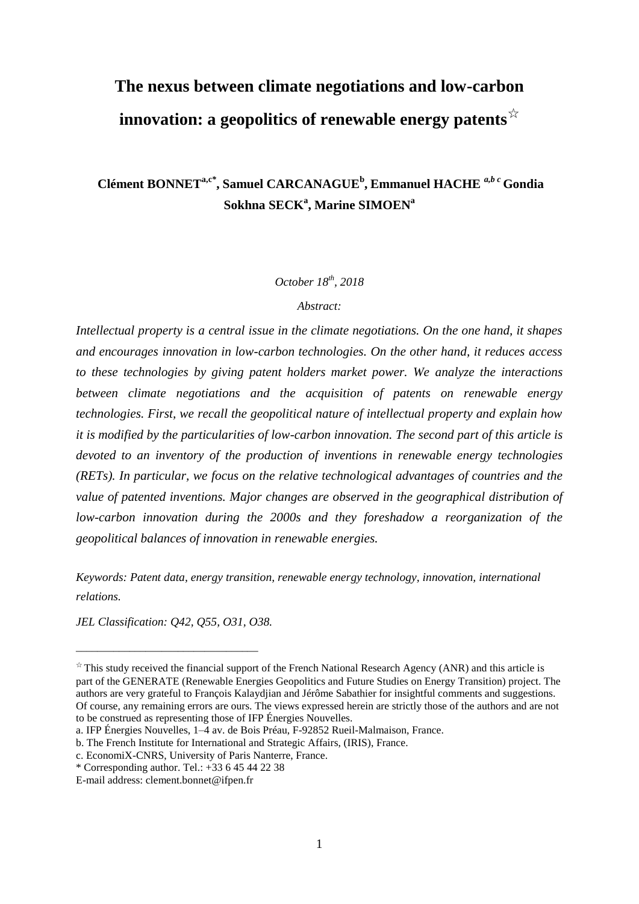# The nexus between climate negotiations and low-carbon innovation: a geopolitics of renewable energy patents☆

**Clément BONNET[a,c*], Samuel CARCANAGUE[b], Emmanuel HACHE [a,b c] Gondia Sokhna SECK[a], Marine SIMOEN[a]**

*October 18th, 2018*

*Abstract:*

*Intellectual property is a central issue in the climate negotiations. On the one hand, it shapes and encourages innovation in low-carbon technologies. On the other hand, it reduces access to these technologies by giving patent holders market power. We analyze the interactions between climate negotiations and the acquisition of patents on renewable energy technologies. First, we recall the geopolitical nature of intellectual property and explain how it is modified by the particularities of low-carbon innovation. The second part of this article is devoted to an inventory of the production of inventions in renewable energy technologies (RETs). In particular, we focus on the relative technological advantages of countries and the value of patented inventions. Major changes are observed in the geographical distribution of low-carbon innovation during the 2000s and they foreshadow a reorganization of the geopolitical balances of innovation in renewable energies.*

*Keywords: Patent data, energy transition, renewable energy technology, innovation, international relations.*

*JEL Classification: Q42, Q55, O31, O38.*

---

☆ This study received the financial support of the French National Research Agency (ANR) and this article is part of the GENERATE (Renewable Energies Geopolitics and Future Studies on Energy Transition) project. The authors are very grateful to François Kalaydjian and Jérôme Sabathier for insightful comments and suggestions. Of course, any remaining errors are ours. The views expressed herein are strictly those of the authors and are not to be construed as representing those of IFP Énergies Nouvelles.

a. IFP Énergies Nouvelles, 1–4 av. de Bois Préau, F-92852 Rueil-Malmaison, France.

b. The French Institute for International and Strategic Affairs, (IRIS), France.

c. EconomiX-CNRS, University of Paris Nanterre, France.

\* Corresponding author. Tel.: +33 6 45 44 22 38

E-mail address: clement.bonnet@ifpen.fr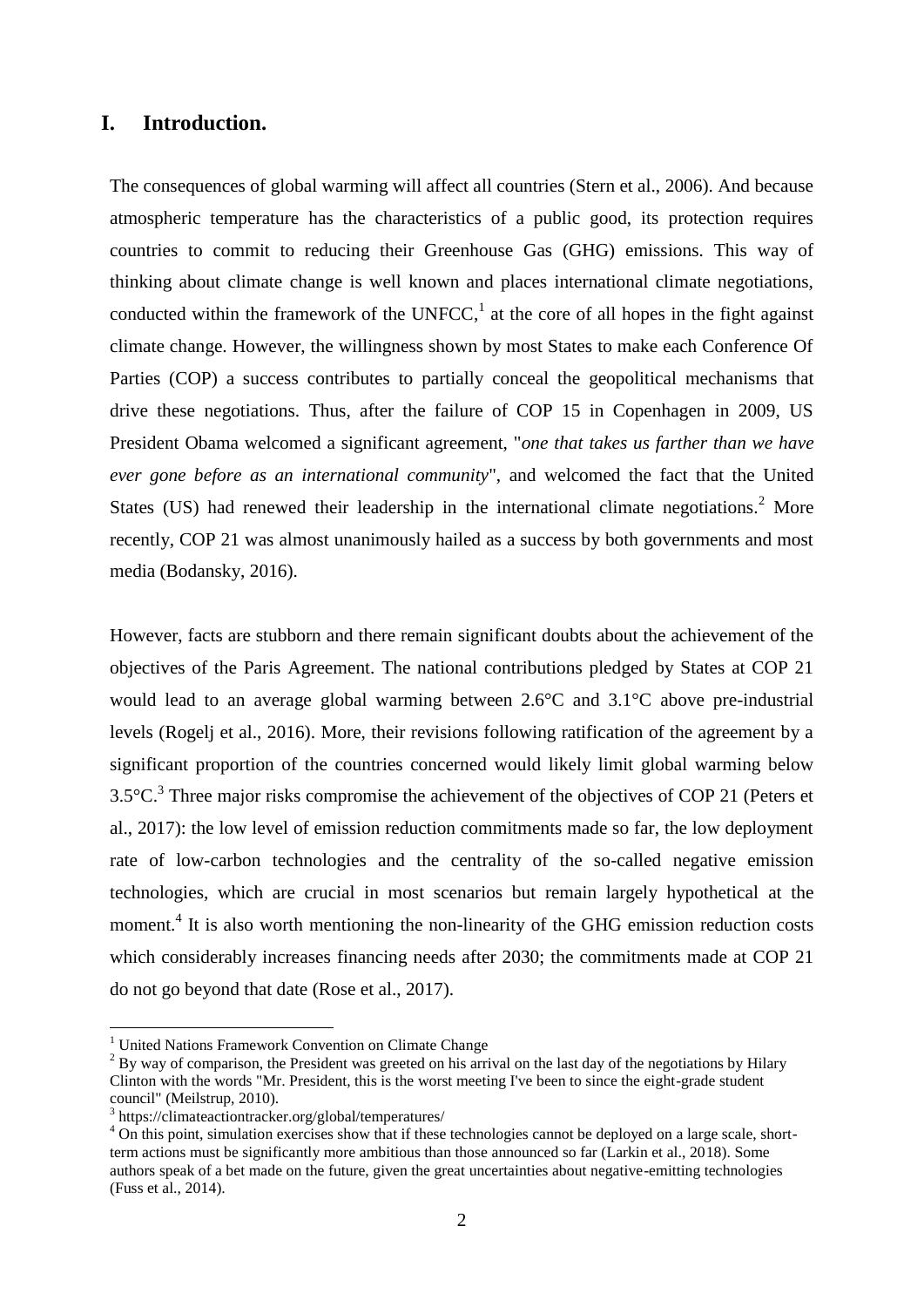# I. Introduction.

The consequences of global warming will affect all countries (Stern et al., 2006). And because atmospheric temperature has the characteristics of a public good, its protection requires countries to commit to reducing their Greenhouse Gas (GHG) emissions. This way of thinking about climate change is well known and places international climate negotiations, conducted within the framework of the UNFCC,[1] at the core of all hopes in the fight against climate change. However, the willingness shown by most States to make each Conference Of Parties (COP) a success contributes to partially conceal the geopolitical mechanisms that drive these negotiations. Thus, after the failure of COP 15 in Copenhagen in 2009, US President Obama welcomed a significant agreement, "*one that takes us farther than we have ever gone before as an international community*", and welcomed the fact that the United States (US) had renewed their leadership in the international climate negotiations.[2] More recently, COP 21 was almost unanimously hailed as a success by both governments and most media (Bodansky, 2016).

However, facts are stubborn and there remain significant doubts about the achievement of the objectives of the Paris Agreement. The national contributions pledged by States at COP 21 would lead to an average global warming between 2.6°C and 3.1°C above pre-industrial levels (Rogelj et al., 2016). More, their revisions following ratification of the agreement by a significant proportion of the countries concerned would likely limit global warming below 3.5°C.[3] Three major risks compromise the achievement of the objectives of COP 21 (Peters et al., 2017): the low level of emission reduction commitments made so far, the low deployment rate of low-carbon technologies and the centrality of the so-called negative emission technologies, which are crucial in most scenarios but remain largely hypothetical at the moment.[4] It is also worth mentioning the non-linearity of the GHG emission reduction costs which considerably increases financing needs after 2030; the commitments made at COP 21 do not go beyond that date (Rose et al., 2017).

---

[1] United Nations Framework Convention on Climate Change

[2] By way of comparison, the President was greeted on his arrival on the last day of the negotiations by Hilary Clinton with the words "Mr. President, this is the worst meeting I've been to since the eight-grade student council" (Meilstrup, 2010).

[3] https://climateactiontracker.org/global/temperatures/

[4] On this point, simulation exercises show that if these technologies cannot be deployed on a large scale, short-term actions must be significantly more ambitious than those announced so far (Larkin et al., 2018). Some authors speak of a bet made on the future, given the great uncertainties about negative-emitting technologies (Fuss et al., 2014).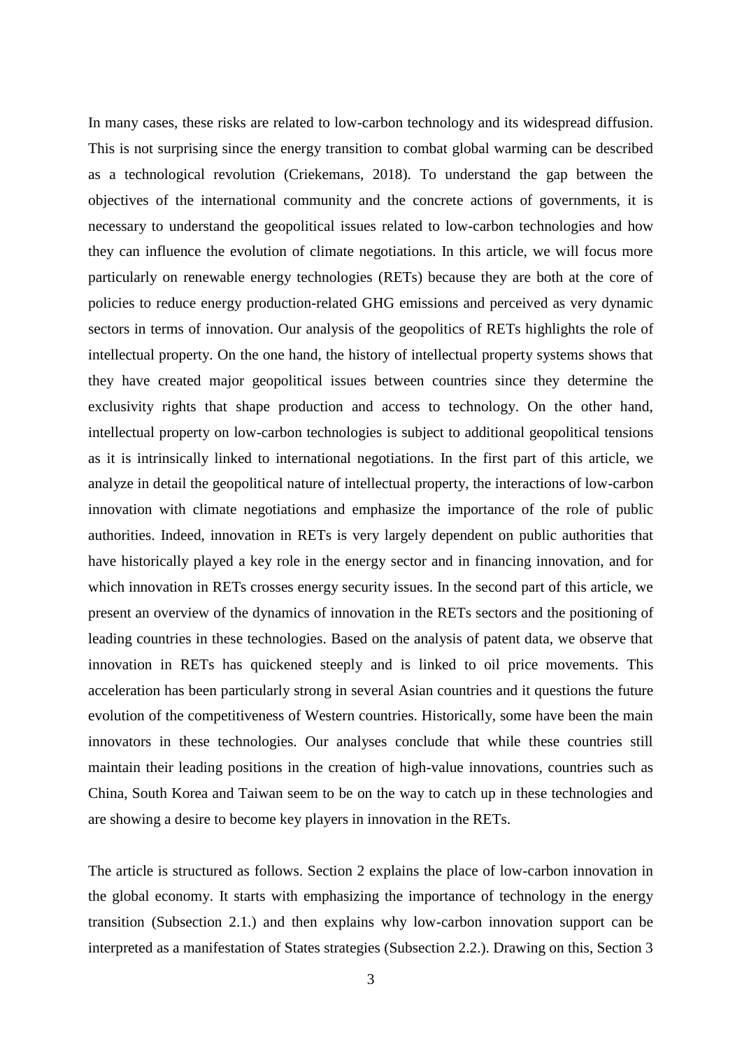In many cases, these risks are related to low-carbon technology and its widespread diffusion. This is not surprising since the energy transition to combat global warming can be described as a technological revolution (Criekemans, 2018). To understand the gap between the objectives of the international community and the concrete actions of governments, it is necessary to understand the geopolitical issues related to low-carbon technologies and how they can influence the evolution of climate negotiations. In this article, we will focus more particularly on renewable energy technologies (RETs) because they are both at the core of policies to reduce energy production-related GHG emissions and perceived as very dynamic sectors in terms of innovation. Our analysis of the geopolitics of RETs highlights the role of intellectual property. On the one hand, the history of intellectual property systems shows that they have created major geopolitical issues between countries since they determine the exclusivity rights that shape production and access to technology. On the other hand, intellectual property on low-carbon technologies is subject to additional geopolitical tensions as it is intrinsically linked to international negotiations. In the first part of this article, we analyze in detail the geopolitical nature of intellectual property, the interactions of low-carbon innovation with climate negotiations and emphasize the importance of the role of public authorities. Indeed, innovation in RETs is very largely dependent on public authorities that have historically played a key role in the energy sector and in financing innovation, and for which innovation in RETs crosses energy security issues. In the second part of this article, we present an overview of the dynamics of innovation in the RETs sectors and the positioning of leading countries in these technologies. Based on the analysis of patent data, we observe that innovation in RETs has quickened steeply and is linked to oil price movements. This acceleration has been particularly strong in several Asian countries and it questions the future evolution of the competitiveness of Western countries. Historically, some have been the main innovators in these technologies. Our analyses conclude that while these countries still maintain their leading positions in the creation of high-value innovations, countries such as China, South Korea and Taiwan seem to be on the way to catch up in these technologies and are showing a desire to become key players in innovation in the RETs.

The article is structured as follows. Section 2 explains the place of low-carbon innovation in the global economy. It starts with emphasizing the importance of technology in the energy transition (Subsection 2.1.) and then explains why low-carbon innovation support can be interpreted as a manifestation of States strategies (Subsection 2.2.). Drawing on this, Section 3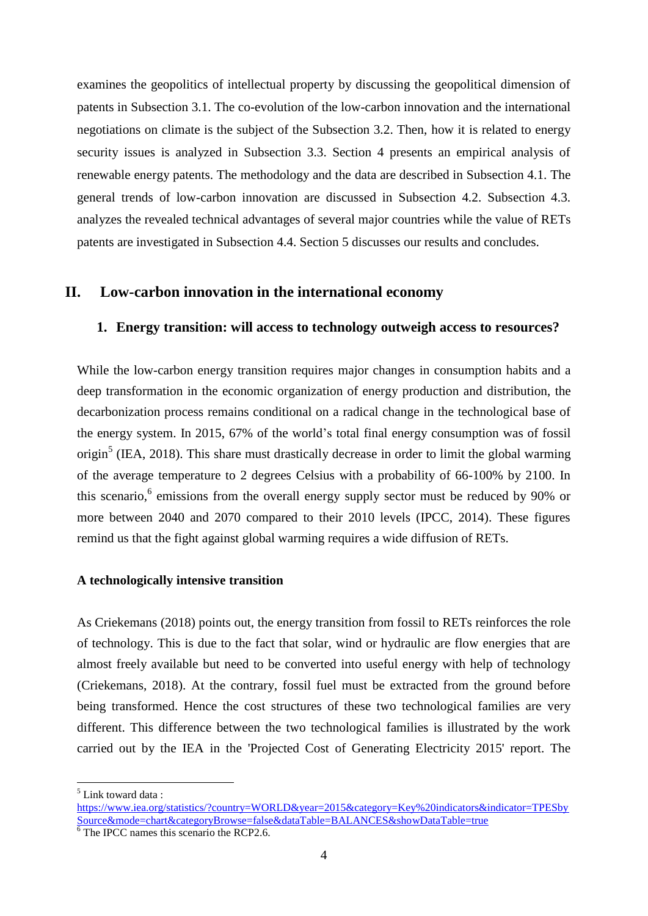examines the geopolitics of intellectual property by discussing the geopolitical dimension of patents in Subsection 3.1. The co-evolution of the low-carbon innovation and the international negotiations on climate is the subject of the Subsection 3.2. Then, how it is related to energy security issues is analyzed in Subsection 3.3. Section 4 presents an empirical analysis of renewable energy patents. The methodology and the data are described in Subsection 4.1. The general trends of low-carbon innovation are discussed in Subsection 4.2. Subsection 4.3. analyzes the revealed technical advantages of several major countries while the value of RETs patents are investigated in Subsection 4.4. Section 5 discusses our results and concludes.

## II. Low-carbon innovation in the international economy

### 1. Energy transition: will access to technology outweigh access to resources?

While the low-carbon energy transition requires major changes in consumption habits and a deep transformation in the economic organization of energy production and distribution, the decarbonization process remains conditional on a radical change in the technological base of the energy system. In 2015, 67% of the world's total final energy consumption was of fossil origin[5] (IEA, 2018). This share must drastically decrease in order to limit the global warming of the average temperature to 2 degrees Celsius with a probability of 66-100% by 2100. In this scenario,[6] emissions from the overall energy supply sector must be reduced by 90% or more between 2040 and 2070 compared to their 2010 levels (IPCC, 2014). These figures remind us that the fight against global warming requires a wide diffusion of RETs.

#### A technologically intensive transition

As Criekemans (2018) points out, the energy transition from fossil to RETs reinforces the role of technology. This is due to the fact that solar, wind or hydraulic are flow energies that are almost freely available but need to be converted into useful energy with help of technology (Criekemans, 2018). At the contrary, fossil fuel must be extracted from the ground before being transformed. Hence the cost structures of these two technological families are very different. This difference between the two technological families is illustrated by the work carried out by the IEA in the 'Projected Cost of Generating Electricity 2015' report. The

---

[5] Link toward data : https://www.iea.org/statistics/?country=WORLD&year=2015&category=Key%20indicators&indicator=TPESbySource&mode=chart&categoryBrowse=false&dataTable=BALANCES&showDataTable=true

[6] The IPCC names this scenario the RCP2.6.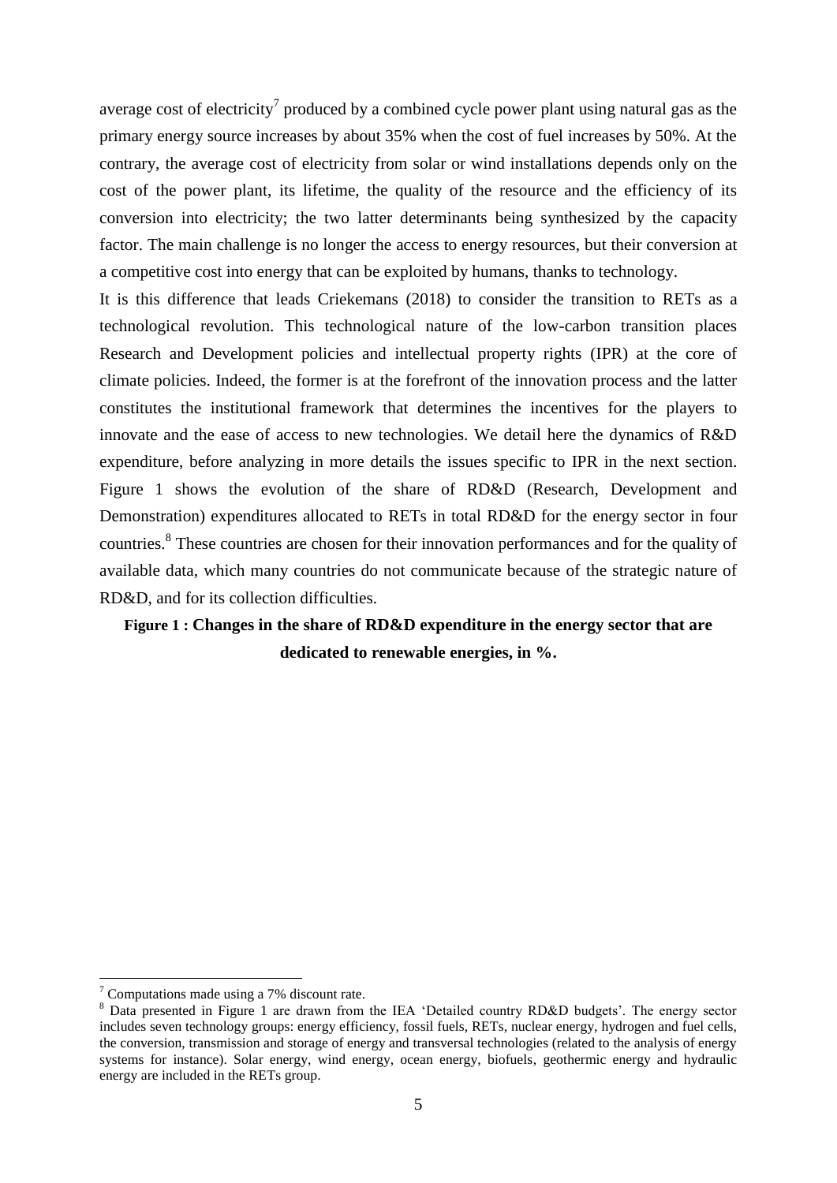average cost of electricity[7] produced by a combined cycle power plant using natural gas as the primary energy source increases by about 35% when the cost of fuel increases by 50%. At the contrary, the average cost of electricity from solar or wind installations depends only on the cost of the power plant, its lifetime, the quality of the resource and the efficiency of its conversion into electricity; the two latter determinants being synthesized by the capacity factor. The main challenge is no longer the access to energy resources, but their conversion at a competitive cost into energy that can be exploited by humans, thanks to technology.

It is this difference that leads Criekemans (2018) to consider the transition to RETs as a technological revolution. This technological nature of the low-carbon transition places Research and Development policies and intellectual property rights (IPR) at the core of climate policies. Indeed, the former is at the forefront of the innovation process and the latter constitutes the institutional framework that determines the incentives for the players to innovate and the ease of access to new technologies. We detail here the dynamics of R&D expenditure, before analyzing in more details the issues specific to IPR in the next section. Figure 1 shows the evolution of the share of RD&D (Research, Development and Demonstration) expenditures allocated to RETs in total RD&D for the energy sector in four countries.[8] These countries are chosen for their innovation performances and for the quality of available data, which many countries do not communicate because of the strategic nature of RD&D, and for its collection difficulties.

**Figure 1 : Changes in the share of RD&D expenditure in the energy sector that are dedicated to renewable energies, in %.**

---

[7] Computations made using a 7% discount rate.

[8] Data presented in Figure 1 are drawn from the IEA 'Detailed country RD&D budgets'. The energy sector includes seven technology groups: energy efficiency, fossil fuels, RETs, nuclear energy, hydrogen and fuel cells, the conversion, transmission and storage of energy and transversal technologies (related to the analysis of energy systems for instance). Solar energy, wind energy, ocean energy, biofuels, geothermic energy and hydraulic energy are included in the RETs group.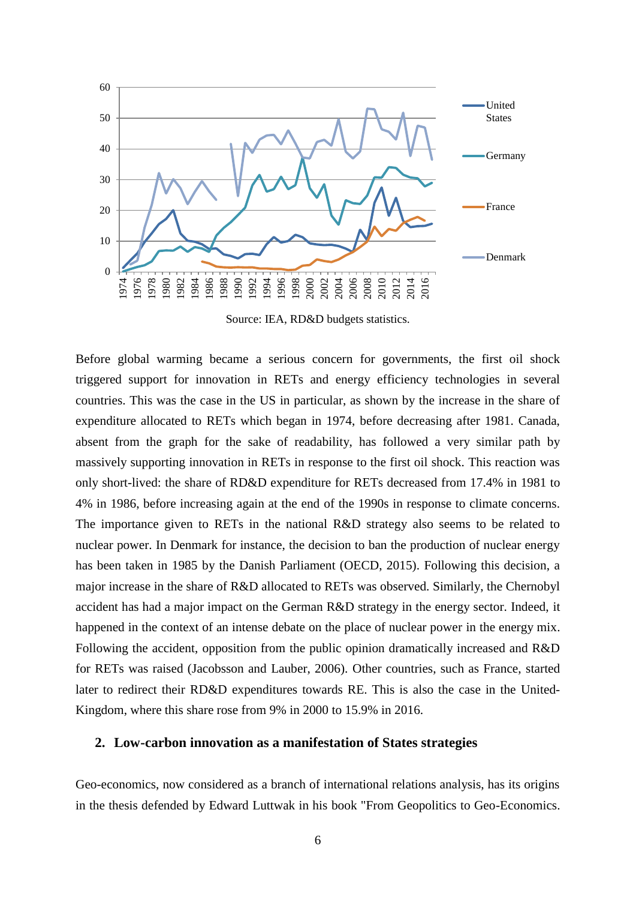Source: IEA, RD&D budgets statistics.

Before global warming became a serious concern for governments, the first oil shock triggered support for innovation in RETs and energy efficiency technologies in several countries. This was the case in the US in particular, as shown by the increase in the share of expenditure allocated to RETs which began in 1974, before decreasing after 1981. Canada, absent from the graph for the sake of readability, has followed a very similar path by massively supporting innovation in RETs in response to the first oil shock. This reaction was only short-lived: the share of RD&D expenditure for RETs decreased from 17.4% in 1981 to 4% in 1986, before increasing again at the end of the 1990s in response to climate concerns. The importance given to RETs in the national R&D strategy also seems to be related to nuclear power. In Denmark for instance, the decision to ban the production of nuclear energy has been taken in 1985 by the Danish Parliament (OECD, 2015). Following this decision, a major increase in the share of R&D allocated to RETs was observed. Similarly, the Chernobyl accident has had a major impact on the German R&D strategy in the energy sector. Indeed, it happened in the context of an intense debate on the place of nuclear power in the energy mix. Following the accident, opposition from the public opinion dramatically increased and R&D for RETs was raised (Jacobsson and Lauber, 2006). Other countries, such as France, started later to redirect their RD&D expenditures towards RE. This is also the case in the United-Kingdom, where this share rose from 9% in 2000 to 15.9% in 2016.

## 2. Low-carbon innovation as a manifestation of States strategies

Geo-economics, now considered as a branch of international relations analysis, has its origins in the thesis defended by Edward Luttwak in his book "From Geopolitics to Geo-Economics.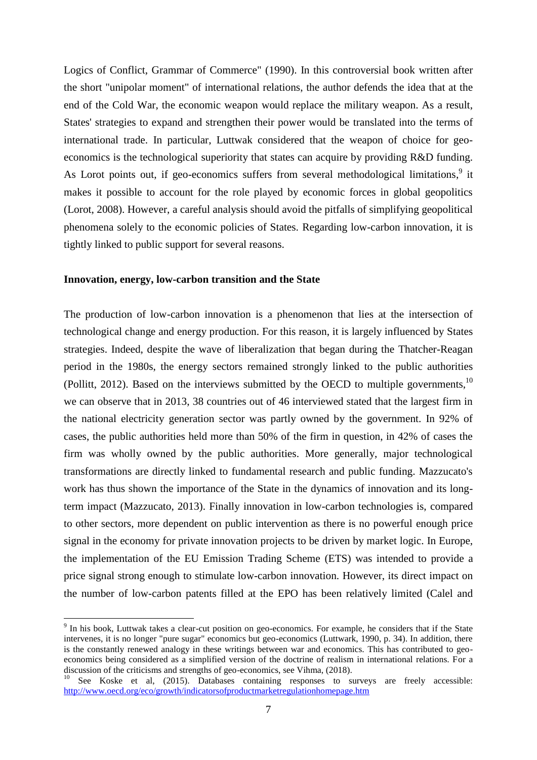Logics of Conflict, Grammar of Commerce" (1990). In this controversial book written after the short "unipolar moment" of international relations, the author defends the idea that at the end of the Cold War, the economic weapon would replace the military weapon. As a result, States' strategies to expand and strengthen their power would be translated into the terms of international trade. In particular, Luttwak considered that the weapon of choice for geo-economics is the technological superiority that states can acquire by providing R&D funding. As Lorot points out, if geo-economics suffers from several methodological limitations,[9] it makes it possible to account for the role played by economic forces in global geopolitics (Lorot, 2008). However, a careful analysis should avoid the pitfalls of simplifying geopolitical phenomena solely to the economic policies of States. Regarding low-carbon innovation, it is tightly linked to public support for several reasons.

**Innovation, energy, low-carbon transition and the State**

The production of low-carbon innovation is a phenomenon that lies at the intersection of technological change and energy production. For this reason, it is largely influenced by States strategies. Indeed, despite the wave of liberalization that began during the Thatcher-Reagan period in the 1980s, the energy sectors remained strongly linked to the public authorities (Pollitt, 2012). Based on the interviews submitted by the OECD to multiple governments,[10] we can observe that in 2013, 38 countries out of 46 interviewed stated that the largest firm in the national electricity generation sector was partly owned by the government. In 92% of cases, the public authorities held more than 50% of the firm in question, in 42% of cases the firm was wholly owned by the public authorities. More generally, major technological transformations are directly linked to fundamental research and public funding. Mazzucato's work has thus shown the importance of the State in the dynamics of innovation and its long-term impact (Mazzucato, 2013). Finally innovation in low-carbon technologies is, compared to other sectors, more dependent on public intervention as there is no powerful enough price signal in the economy for private innovation projects to be driven by market logic. In Europe, the implementation of the EU Emission Trading Scheme (ETS) was intended to provide a price signal strong enough to stimulate low-carbon innovation. However, its direct impact on the number of low-carbon patents filled at the EPO has been relatively limited (Calel and

---

[9] In his book, Luttwak takes a clear-cut position on geo-economics. For example, he considers that if the State intervenes, it is no longer "pure sugar" economics but geo-economics (Luttwark, 1990, p. 34). In addition, there is the constantly renewed analogy in these writings between war and economics. This has contributed to geo-economics being considered as a simplified version of the doctrine of realism in international relations. For a discussion of the criticisms and strengths of geo-economics, see Vihma, (2018).

[10] See Koske et al, (2015). Databases containing responses to surveys are freely accessible: http://www.oecd.org/eco/growth/indicatorsofproductmarketregulationhomepage.htm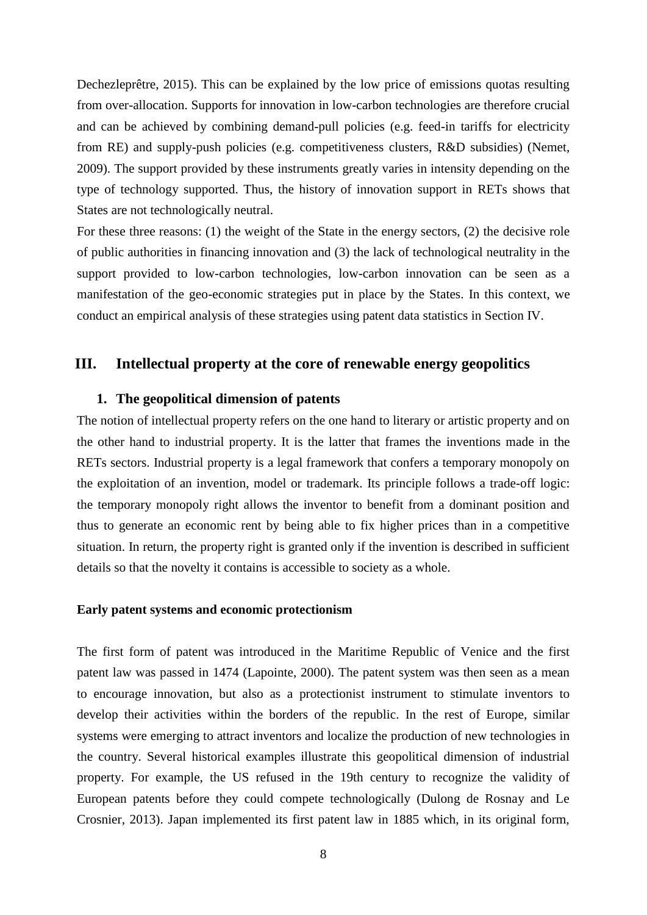Dechezleprêtre, 2015). This can be explained by the low price of emissions quotas resulting from over-allocation. Supports for innovation in low-carbon technologies are therefore crucial and can be achieved by combining demand-pull policies (e.g. feed-in tariffs for electricity from RE) and supply-push policies (e.g. competitiveness clusters, R&D subsidies) (Nemet, 2009). The support provided by these instruments greatly varies in intensity depending on the type of technology supported. Thus, the history of innovation support in RETs shows that States are not technologically neutral.

For these three reasons: (1) the weight of the State in the energy sectors, (2) the decisive role of public authorities in financing innovation and (3) the lack of technological neutrality in the support provided to low-carbon technologies, low-carbon innovation can be seen as a manifestation of the geo-economic strategies put in place by the States. In this context, we conduct an empirical analysis of these strategies using patent data statistics in Section IV.

## III. Intellectual property at the core of renewable energy geopolitics

### 1. The geopolitical dimension of patents

The notion of intellectual property refers on the one hand to literary or artistic property and on the other hand to industrial property. It is the latter that frames the inventions made in the RETs sectors. Industrial property is a legal framework that confers a temporary monopoly on the exploitation of an invention, model or trademark. Its principle follows a trade-off logic: the temporary monopoly right allows the inventor to benefit from a dominant position and thus to generate an economic rent by being able to fix higher prices than in a competitive situation. In return, the property right is granted only if the invention is described in sufficient details so that the novelty it contains is accessible to society as a whole.

**Early patent systems and economic protectionism**

The first form of patent was introduced in the Maritime Republic of Venice and the first patent law was passed in 1474 (Lapointe, 2000). The patent system was then seen as a mean to encourage innovation, but also as a protectionist instrument to stimulate inventors to develop their activities within the borders of the republic. In the rest of Europe, similar systems were emerging to attract inventors and localize the production of new technologies in the country. Several historical examples illustrate this geopolitical dimension of industrial property. For example, the US refused in the 19th century to recognize the validity of European patents before they could compete technologically (Dulong de Rosnay and Le Crosnier, 2013). Japan implemented its first patent law in 1885 which, in its original form,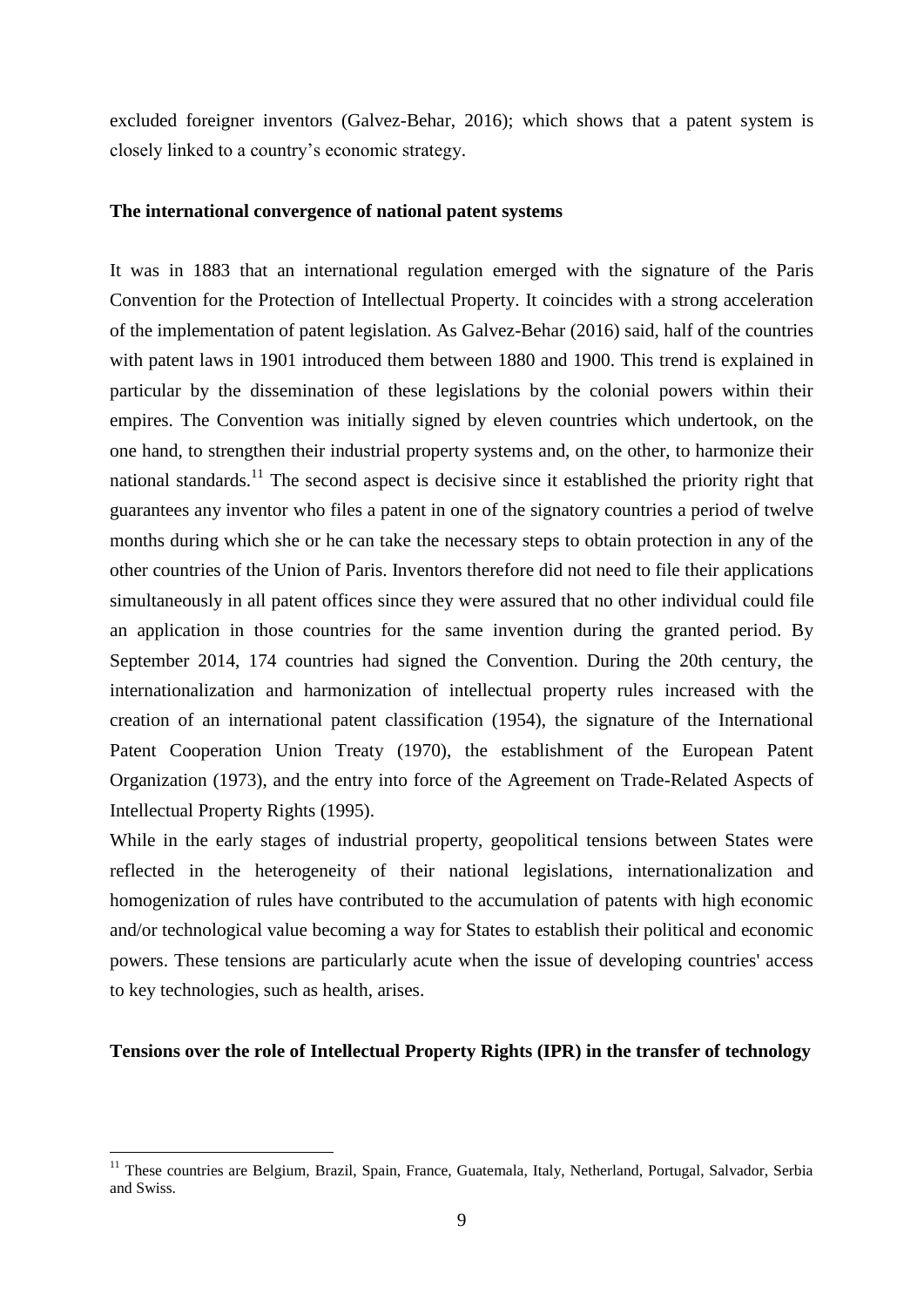excluded foreigner inventors (Galvez-Behar, 2016); which shows that a patent system is closely linked to a country's economic strategy.

**The international convergence of national patent systems**

It was in 1883 that an international regulation emerged with the signature of the Paris Convention for the Protection of Intellectual Property. It coincides with a strong acceleration of the implementation of patent legislation. As Galvez-Behar (2016) said, half of the countries with patent laws in 1901 introduced them between 1880 and 1900. This trend is explained in particular by the dissemination of these legislations by the colonial powers within their empires. The Convention was initially signed by eleven countries which undertook, on the one hand, to strengthen their industrial property systems and, on the other, to harmonize their national standards.[11] The second aspect is decisive since it established the priority right that guarantees any inventor who files a patent in one of the signatory countries a period of twelve months during which she or he can take the necessary steps to obtain protection in any of the other countries of the Union of Paris. Inventors therefore did not need to file their applications simultaneously in all patent offices since they were assured that no other individual could file an application in those countries for the same invention during the granted period. By September 2014, 174 countries had signed the Convention. During the 20th century, the internationalization and harmonization of intellectual property rules increased with the creation of an international patent classification (1954), the signature of the International Patent Cooperation Union Treaty (1970), the establishment of the European Patent Organization (1973), and the entry into force of the Agreement on Trade-Related Aspects of Intellectual Property Rights (1995).

While in the early stages of industrial property, geopolitical tensions between States were reflected in the heterogeneity of their national legislations, internationalization and homogenization of rules have contributed to the accumulation of patents with high economic and/or technological value becoming a way for States to establish their political and economic powers. These tensions are particularly acute when the issue of developing countries' access to key technologies, such as health, arises.

**Tensions over the role of Intellectual Property Rights (IPR) in the transfer of technology**

[11] These countries are Belgium, Brazil, Spain, France, Guatemala, Italy, Netherland, Portugal, Salvador, Serbia and Swiss.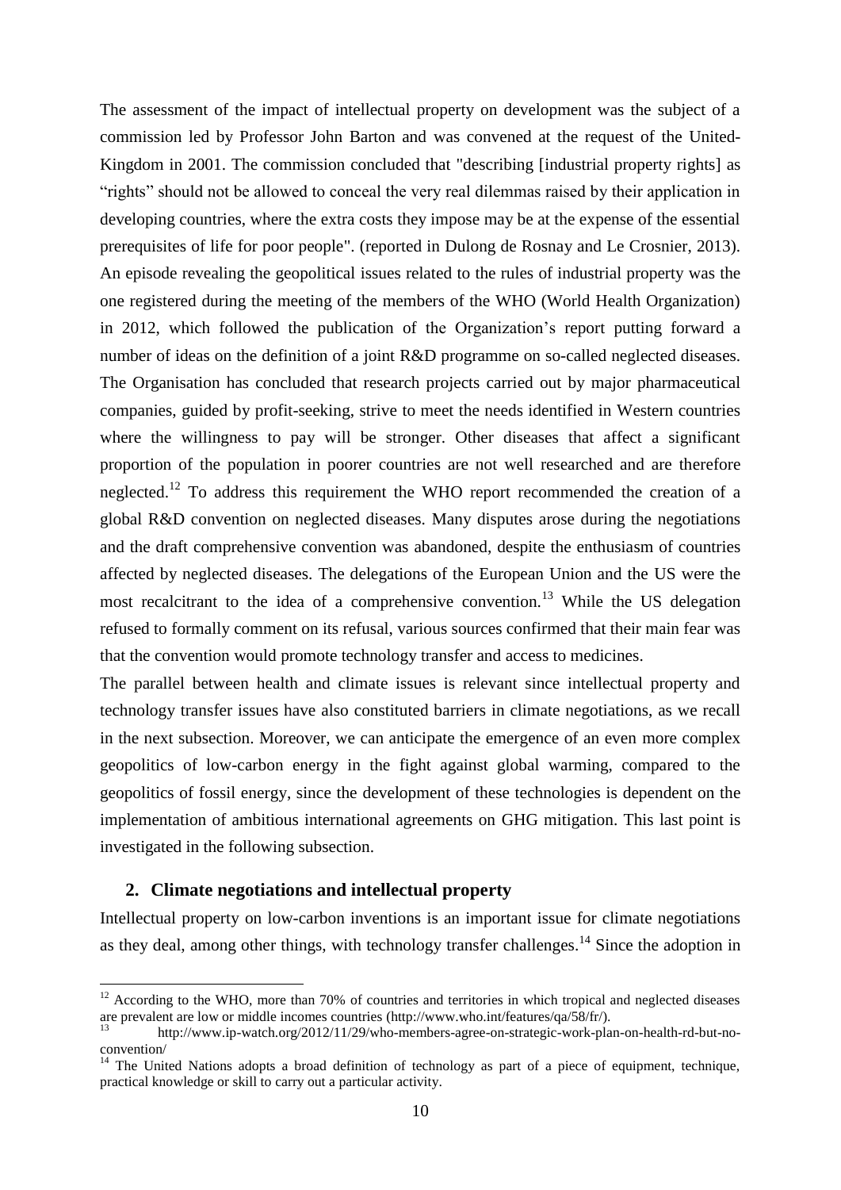The assessment of the impact of intellectual property on development was the subject of a commission led by Professor John Barton and was convened at the request of the United-Kingdom in 2001. The commission concluded that "describing [industrial property rights] as “rights” should not be allowed to conceal the very real dilemmas raised by their application in developing countries, where the extra costs they impose may be at the expense of the essential prerequisites of life for poor people". (reported in Dulong de Rosnay and Le Crosnier, 2013). An episode revealing the geopolitical issues related to the rules of industrial property was the one registered during the meeting of the members of the WHO (World Health Organization) in 2012, which followed the publication of the Organization’s report putting forward a number of ideas on the definition of a joint R&D programme on so-called neglected diseases. The Organisation has concluded that research projects carried out by major pharmaceutical companies, guided by profit-seeking, strive to meet the needs identified in Western countries where the willingness to pay will be stronger. Other diseases that affect a significant proportion of the population in poorer countries are not well researched and are therefore neglected.[12] To address this requirement the WHO report recommended the creation of a global R&D convention on neglected diseases. Many disputes arose during the negotiations and the draft comprehensive convention was abandoned, despite the enthusiasm of countries affected by neglected diseases. The delegations of the European Union and the US were the most recalcitrant to the idea of a comprehensive convention.[13] While the US delegation refused to formally comment on its refusal, various sources confirmed that their main fear was that the convention would promote technology transfer and access to medicines.

The parallel between health and climate issues is relevant since intellectual property and technology transfer issues have also constituted barriers in climate negotiations, as we recall in the next subsection. Moreover, we can anticipate the emergence of an even more complex geopolitics of low-carbon energy in the fight against global warming, compared to the geopolitics of fossil energy, since the development of these technologies is dependent on the implementation of ambitious international agreements on GHG mitigation. This last point is investigated in the following subsection.

## 2. Climate negotiations and intellectual property

Intellectual property on low-carbon inventions is an important issue for climate negotiations as they deal, among other things, with technology transfer challenges.[14] Since the adoption in

---

[12] According to the WHO, more than 70% of countries and territories in which tropical and neglected diseases are prevalent are low or middle incomes countries (http://www.who.int/features/qa/58/fr/).

[13] http://www.ip-watch.org/2012/11/29/who-members-agree-on-strategic-work-plan-on-health-rd-but-no-convention/

[14] The United Nations adopts a broad definition of technology as part of a piece of equipment, technique, practical knowledge or skill to carry out a particular activity.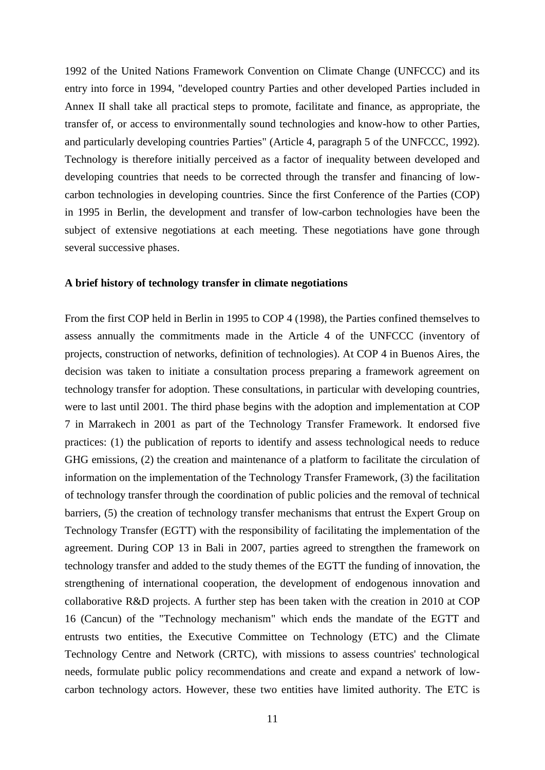1992 of the United Nations Framework Convention on Climate Change (UNFCCC) and its entry into force in 1994, "developed country Parties and other developed Parties included in Annex II shall take all practical steps to promote, facilitate and finance, as appropriate, the transfer of, or access to environmentally sound technologies and know-how to other Parties, and particularly developing countries Parties" (Article 4, paragraph 5 of the UNFCCC, 1992). Technology is therefore initially perceived as a factor of inequality between developed and developing countries that needs to be corrected through the transfer and financing of low-carbon technologies in developing countries. Since the first Conference of the Parties (COP) in 1995 in Berlin, the development and transfer of low-carbon technologies have been the subject of extensive negotiations at each meeting. These negotiations have gone through several successive phases.

**A brief history of technology transfer in climate negotiations**

From the first COP held in Berlin in 1995 to COP 4 (1998), the Parties confined themselves to assess annually the commitments made in the Article 4 of the UNFCCC (inventory of projects, construction of networks, definition of technologies). At COP 4 in Buenos Aires, the decision was taken to initiate a consultation process preparing a framework agreement on technology transfer for adoption. These consultations, in particular with developing countries, were to last until 2001. The third phase begins with the adoption and implementation at COP 7 in Marrakech in 2001 as part of the Technology Transfer Framework. It endorsed five practices: (1) the publication of reports to identify and assess technological needs to reduce GHG emissions, (2) the creation and maintenance of a platform to facilitate the circulation of information on the implementation of the Technology Transfer Framework, (3) the facilitation of technology transfer through the coordination of public policies and the removal of technical barriers, (5) the creation of technology transfer mechanisms that entrust the Expert Group on Technology Transfer (EGTT) with the responsibility of facilitating the implementation of the agreement. During COP 13 in Bali in 2007, parties agreed to strengthen the framework on technology transfer and added to the study themes of the EGTT the funding of innovation, the strengthening of international cooperation, the development of endogenous innovation and collaborative R&D projects. A further step has been taken with the creation in 2010 at COP 16 (Cancun) of the "Technology mechanism" which ends the mandate of the EGTT and entrusts two entities, the Executive Committee on Technology (ETC) and the Climate Technology Centre and Network (CRTC), with missions to assess countries' technological needs, formulate public policy recommendations and create and expand a network of low-carbon technology actors. However, these two entities have limited authority. The ETC is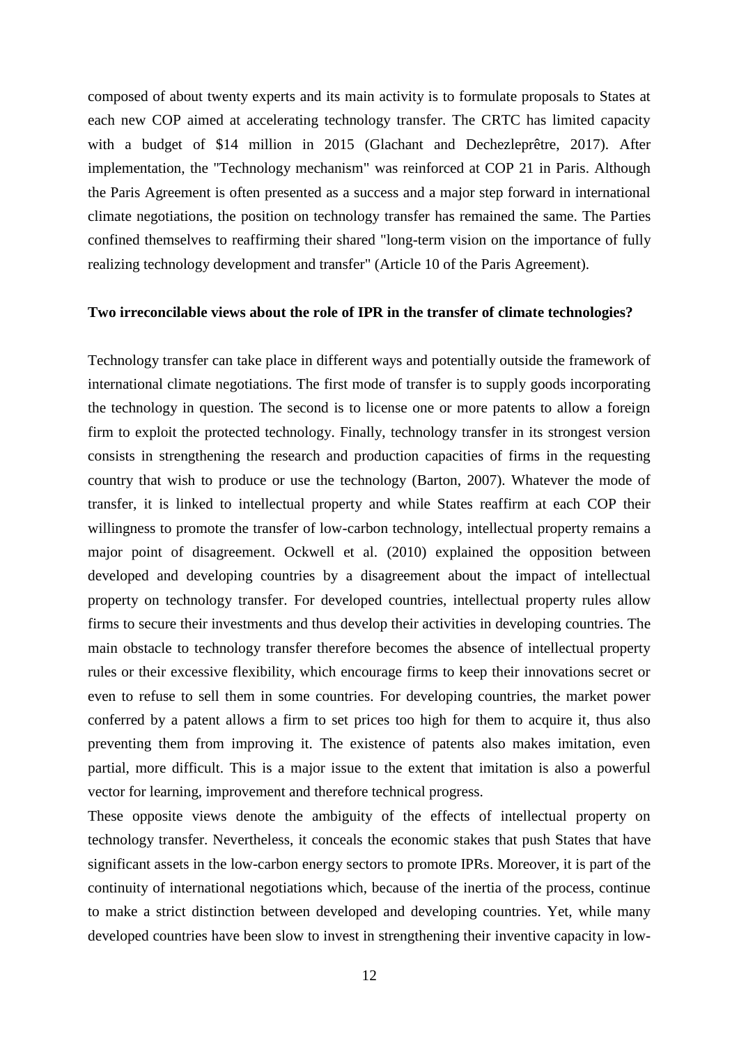composed of about twenty experts and its main activity is to formulate proposals to States at each new COP aimed at accelerating technology transfer. The CRTC has limited capacity with a budget of $14 million in 2015 (Glachant and Dechezleprêtre, 2017). After implementation, the "Technology mechanism" was reinforced at COP 21 in Paris. Although the Paris Agreement is often presented as a success and a major step forward in international climate negotiations, the position on technology transfer has remained the same. The Parties confined themselves to reaffirming their shared "long-term vision on the importance of fully realizing technology development and transfer" (Article 10 of the Paris Agreement).

**Two irreconcilable views about the role of IPR in the transfer of climate technologies?**

Technology transfer can take place in different ways and potentially outside the framework of international climate negotiations. The first mode of transfer is to supply goods incorporating the technology in question. The second is to license one or more patents to allow a foreign firm to exploit the protected technology. Finally, technology transfer in its strongest version consists in strengthening the research and production capacities of firms in the requesting country that wish to produce or use the technology (Barton, 2007). Whatever the mode of transfer, it is linked to intellectual property and while States reaffirm at each COP their willingness to promote the transfer of low-carbon technology, intellectual property remains a major point of disagreement. Ockwell et al. (2010) explained the opposition between developed and developing countries by a disagreement about the impact of intellectual property on technology transfer. For developed countries, intellectual property rules allow firms to secure their investments and thus develop their activities in developing countries. The main obstacle to technology transfer therefore becomes the absence of intellectual property rules or their excessive flexibility, which encourage firms to keep their innovations secret or even to refuse to sell them in some countries. For developing countries, the market power conferred by a patent allows a firm to set prices too high for them to acquire it, thus also preventing them from improving it. The existence of patents also makes imitation, even partial, more difficult. This is a major issue to the extent that imitation is also a powerful vector for learning, improvement and therefore technical progress.

These opposite views denote the ambiguity of the effects of intellectual property on technology transfer. Nevertheless, it conceals the economic stakes that push States that have significant assets in the low-carbon energy sectors to promote IPRs. Moreover, it is part of the continuity of international negotiations which, because of the inertia of the process, continue to make a strict distinction between developed and developing countries. Yet, while many developed countries have been slow to invest in strengthening their inventive capacity in low-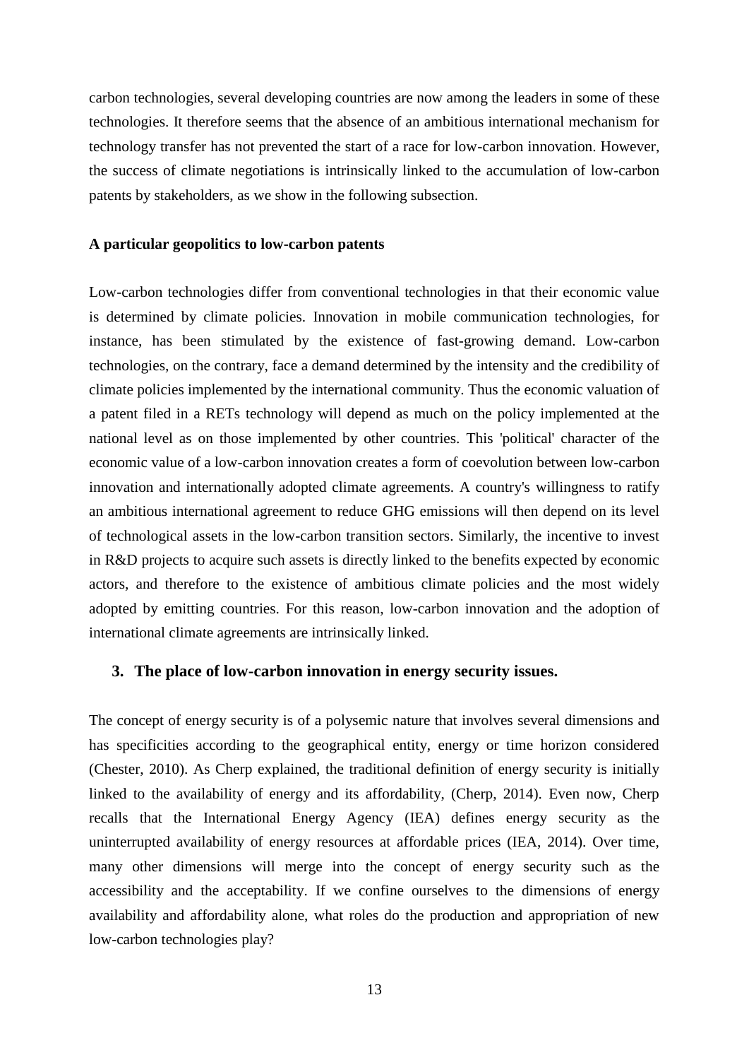carbon technologies, several developing countries are now among the leaders in some of these technologies. It therefore seems that the absence of an ambitious international mechanism for technology transfer has not prevented the start of a race for low-carbon innovation. However, the success of climate negotiations is intrinsically linked to the accumulation of low-carbon patents by stakeholders, as we show in the following subsection.

**A particular geopolitics to low-carbon patents**

Low-carbon technologies differ from conventional technologies in that their economic value is determined by climate policies. Innovation in mobile communication technologies, for instance, has been stimulated by the existence of fast-growing demand. Low-carbon technologies, on the contrary, face a demand determined by the intensity and the credibility of climate policies implemented by the international community. Thus the economic valuation of a patent filed in a RETs technology will depend as much on the policy implemented at the national level as on those implemented by other countries. This 'political' character of the economic value of a low-carbon innovation creates a form of coevolution between low-carbon innovation and internationally adopted climate agreements. A country's willingness to ratify an ambitious international agreement to reduce GHG emissions will then depend on its level of technological assets in the low-carbon transition sectors. Similarly, the incentive to invest in R&D projects to acquire such assets is directly linked to the benefits expected by economic actors, and therefore to the existence of ambitious climate policies and the most widely adopted by emitting countries. For this reason, low-carbon innovation and the adoption of international climate agreements are intrinsically linked.

## 3. The place of low-carbon innovation in energy security issues.

The concept of energy security is of a polysemic nature that involves several dimensions and has specificities according to the geographical entity, energy or time horizon considered (Chester, 2010). As Cherp explained, the traditional definition of energy security is initially linked to the availability of energy and its affordability, (Cherp, 2014). Even now, Cherp recalls that the International Energy Agency (IEA) defines energy security as the uninterrupted availability of energy resources at affordable prices (IEA, 2014). Over time, many other dimensions will merge into the concept of energy security such as the accessibility and the acceptability. If we confine ourselves to the dimensions of energy availability and affordability alone, what roles do the production and appropriation of new low-carbon technologies play?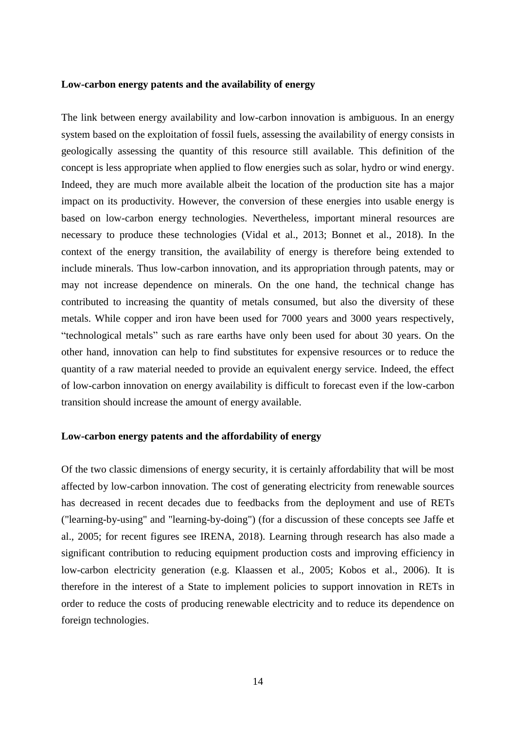**Low-carbon energy patents and the availability of energy**

The link between energy availability and low-carbon innovation is ambiguous. In an energy system based on the exploitation of fossil fuels, assessing the availability of energy consists in geologically assessing the quantity of this resource still available. This definition of the concept is less appropriate when applied to flow energies such as solar, hydro or wind energy. Indeed, they are much more available albeit the location of the production site has a major impact on its productivity. However, the conversion of these energies into usable energy is based on low-carbon energy technologies. Nevertheless, important mineral resources are necessary to produce these technologies (Vidal et al., 2013; Bonnet et al., 2018). In the context of the energy transition, the availability of energy is therefore being extended to include minerals. Thus low-carbon innovation, and its appropriation through patents, may or may not increase dependence on minerals. On the one hand, the technical change has contributed to increasing the quantity of metals consumed, but also the diversity of these metals. While copper and iron have been used for 7000 years and 3000 years respectively, "technological metals" such as rare earths have only been used for about 30 years. On the other hand, innovation can help to find substitutes for expensive resources or to reduce the quantity of a raw material needed to provide an equivalent energy service. Indeed, the effect of low-carbon innovation on energy availability is difficult to forecast even if the low-carbon transition should increase the amount of energy available.

**Low-carbon energy patents and the affordability of energy**

Of the two classic dimensions of energy security, it is certainly affordability that will be most affected by low-carbon innovation. The cost of generating electricity from renewable sources has decreased in recent decades due to feedbacks from the deployment and use of RETs ("learning-by-using" and "learning-by-doing") (for a discussion of these concepts see Jaffe et al., 2005; for recent figures see IRENA, 2018). Learning through research has also made a significant contribution to reducing equipment production costs and improving efficiency in low-carbon electricity generation (e.g. Klaassen et al., 2005; Kobos et al., 2006). It is therefore in the interest of a State to implement policies to support innovation in RETs in order to reduce the costs of producing renewable electricity and to reduce its dependence on foreign technologies.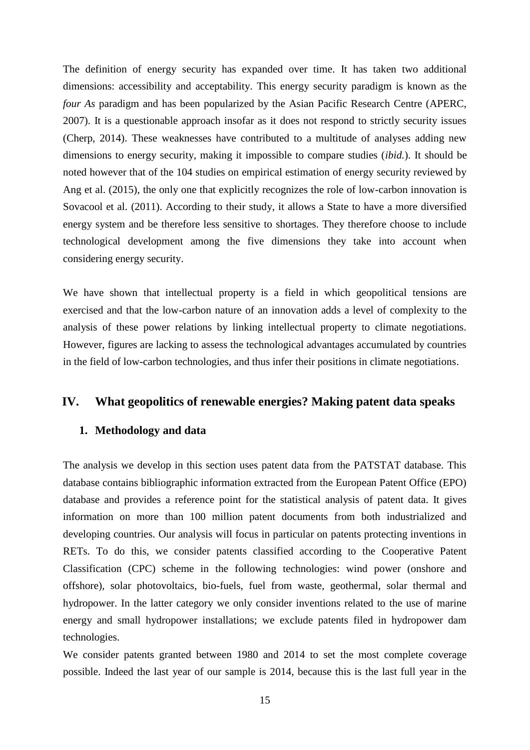The definition of energy security has expanded over time. It has taken two additional dimensions: accessibility and acceptability. This energy security paradigm is known as the *four As* paradigm and has been popularized by the Asian Pacific Research Centre (APERC, 2007). It is a questionable approach insofar as it does not respond to strictly security issues (Cherp, 2014). These weaknesses have contributed to a multitude of analyses adding new dimensions to energy security, making it impossible to compare studies (*ibid.*). It should be noted however that of the 104 studies on empirical estimation of energy security reviewed by Ang et al. (2015), the only one that explicitly recognizes the role of low-carbon innovation is Sovacool et al. (2011). According to their study, it allows a State to have a more diversified energy system and be therefore less sensitive to shortages. They therefore choose to include technological development among the five dimensions they take into account when considering energy security.

We have shown that intellectual property is a field in which geopolitical tensions are exercised and that the low-carbon nature of an innovation adds a level of complexity to the analysis of these power relations by linking intellectual property to climate negotiations. However, figures are lacking to assess the technological advantages accumulated by countries in the field of low-carbon technologies, and thus infer their positions in climate negotiations.

## IV. What geopolitics of renewable energies? Making patent data speaks

### 1. Methodology and data

The analysis we develop in this section uses patent data from the PATSTAT database. This database contains bibliographic information extracted from the European Patent Office (EPO) database and provides a reference point for the statistical analysis of patent data. It gives information on more than 100 million patent documents from both industrialized and developing countries. Our analysis will focus in particular on patents protecting inventions in RETs. To do this, we consider patents classified according to the Cooperative Patent Classification (CPC) scheme in the following technologies: wind power (onshore and offshore), solar photovoltaics, bio-fuels, fuel from waste, geothermal, solar thermal and hydropower. In the latter category we only consider inventions related to the use of marine energy and small hydropower installations; we exclude patents filed in hydropower dam technologies.

We consider patents granted between 1980 and 2014 to set the most complete coverage possible. Indeed the last year of our sample is 2014, because this is the last full year in the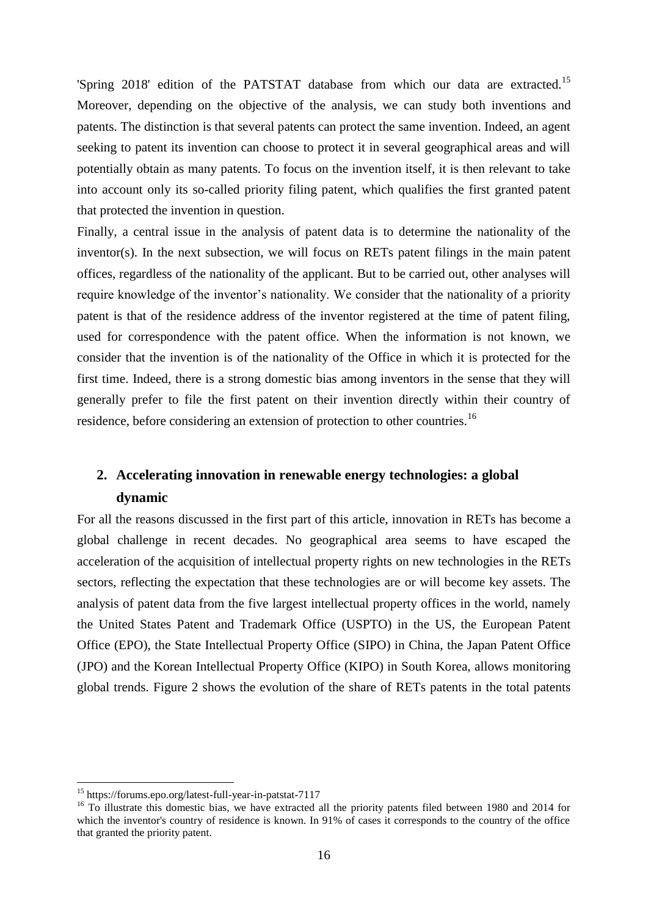'Spring 2018' edition of the PATSTAT database from which our data are extracted.[15] Moreover, depending on the objective of the analysis, we can study both inventions and patents. The distinction is that several patents can protect the same invention. Indeed, an agent seeking to patent its invention can choose to protect it in several geographical areas and will potentially obtain as many patents. To focus on the invention itself, it is then relevant to take into account only its so-called priority filing patent, which qualifies the first granted patent that protected the invention in question.

Finally, a central issue in the analysis of patent data is to determine the nationality of the inventor(s). In the next subsection, we will focus on RETs patent filings in the main patent offices, regardless of the nationality of the applicant. But to be carried out, other analyses will require knowledge of the inventor's nationality. We consider that the nationality of a priority patent is that of the residence address of the inventor registered at the time of patent filing, used for correspondence with the patent office. When the information is not known, we consider that the invention is of the nationality of the Office in which it is protected for the first time. Indeed, there is a strong domestic bias among inventors in the sense that they will generally prefer to file the first patent on their invention directly within their country of residence, before considering an extension of protection to other countries.[16]

## 2. Accelerating innovation in renewable energy technologies: a global dynamic

For all the reasons discussed in the first part of this article, innovation in RETs has become a global challenge in recent decades. No geographical area seems to have escaped the acceleration of the acquisition of intellectual property rights on new technologies in the RETs sectors, reflecting the expectation that these technologies are or will become key assets. The analysis of patent data from the five largest intellectual property offices in the world, namely the United States Patent and Trademark Office (USPTO) in the US, the European Patent Office (EPO), the State Intellectual Property Office (SIPO) in China, the Japan Patent Office (JPO) and the Korean Intellectual Property Office (KIPO) in South Korea, allows monitoring global trends. Figure 2 shows the evolution of the share of RETs patents in the total patents

---

[15] https://forums.epo.org/latest-full-year-in-patstat-7117

[16] To illustrate this domestic bias, we have extracted all the priority patents filed between 1980 and 2014 for which the inventor's country of residence is known. In 91% of cases it corresponds to the country of the office that granted the priority patent.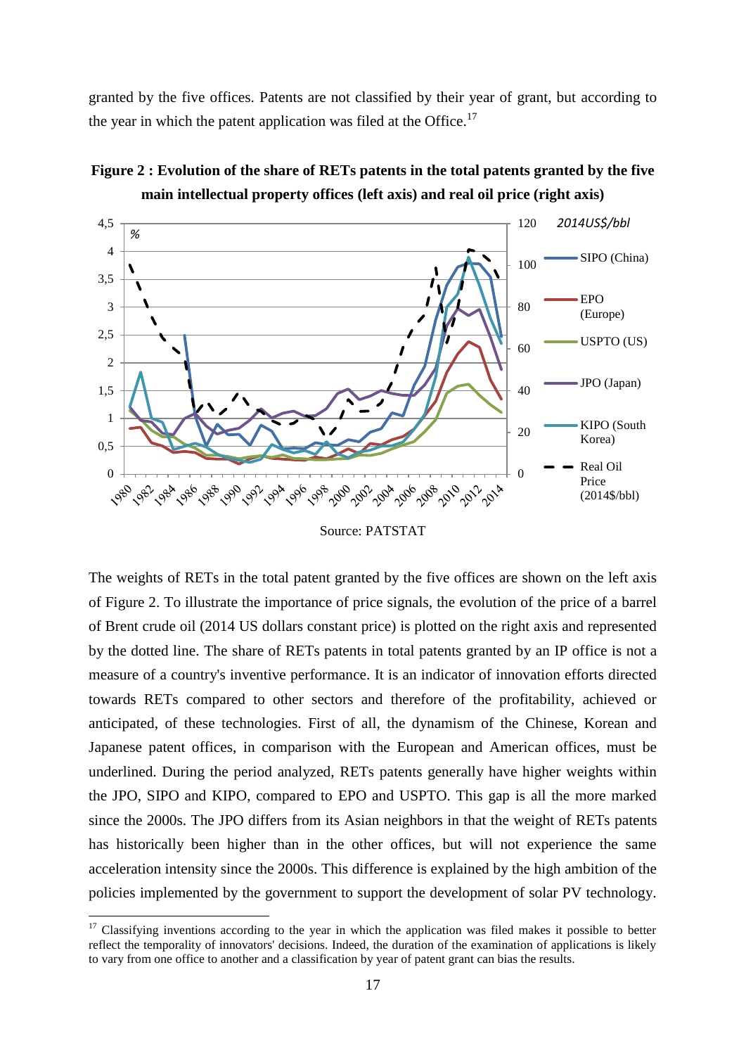granted by the five offices. Patents are not classified by their year of grant, but according to the year in which the patent application was filed at the Office.[17]

**Figure 2 : Evolution of the share of RETs patents in the total patents granted by the five main intellectual property offices (left axis) and real oil price (right axis)**

Source: PATSTAT

The weights of RETs in the total patent granted by the five offices are shown on the left axis of Figure 2. To illustrate the importance of price signals, the evolution of the price of a barrel of Brent crude oil (2014 US dollars constant price) is plotted on the right axis and represented by the dotted line. The share of RETs patents in total patents granted by an IP office is not a measure of a country's inventive performance. It is an indicator of innovation efforts directed towards RETs compared to other sectors and therefore of the profitability, achieved or anticipated, of these technologies. First of all, the dynamism of the Chinese, Korean and Japanese patent offices, in comparison with the European and American offices, must be underlined. During the period analyzed, RETs patents generally have higher weights within the JPO, SIPO and KIPO, compared to EPO and USPTO. This gap is all the more marked since the 2000s. The JPO differs from its Asian neighbors in that the weight of RETs patents has historically been higher than in the other offices, but will not experience the same acceleration intensity since the 2000s. This difference is explained by the high ambition of the policies implemented by the government to support the development of solar PV technology.

[17] Classifying inventions according to the year in which the application was filed makes it possible to better reflect the temporality of innovators' decisions. Indeed, the duration of the examination of applications is likely to vary from one office to another and a classification by year of patent grant can bias the results.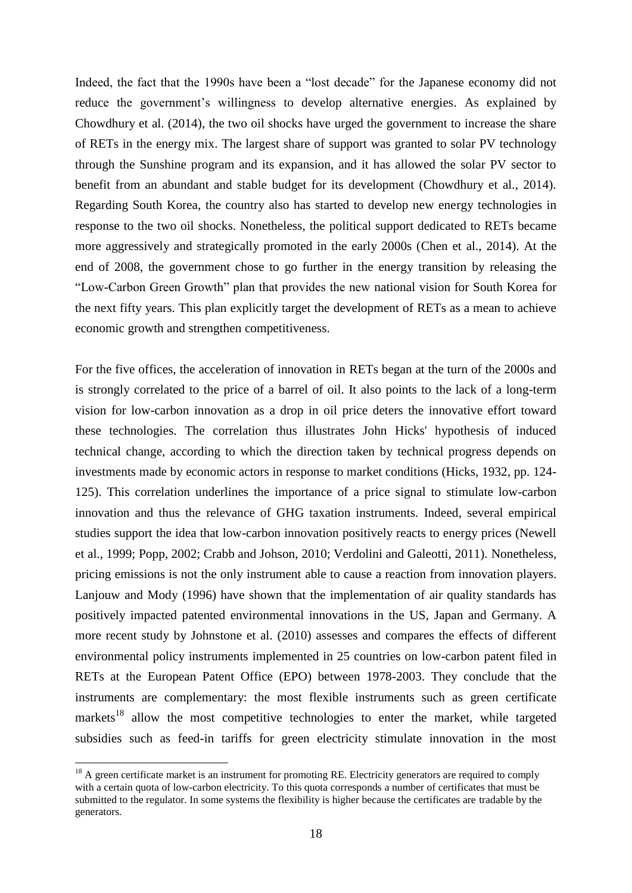Indeed, the fact that the 1990s have been a "lost decade" for the Japanese economy did not reduce the government's willingness to develop alternative energies. As explained by Chowdhury et al. (2014), the two oil shocks have urged the government to increase the share of RETs in the energy mix. The largest share of support was granted to solar PV technology through the Sunshine program and its expansion, and it has allowed the solar PV sector to benefit from an abundant and stable budget for its development (Chowdhury et al., 2014). Regarding South Korea, the country also has started to develop new energy technologies in response to the two oil shocks. Nonetheless, the political support dedicated to RETs became more aggressively and strategically promoted in the early 2000s (Chen et al., 2014). At the end of 2008, the government chose to go further in the energy transition by releasing the "Low-Carbon Green Growth" plan that provides the new national vision for South Korea for the next fifty years. This plan explicitly target the development of RETs as a mean to achieve economic growth and strengthen competitiveness.

For the five offices, the acceleration of innovation in RETs began at the turn of the 2000s and is strongly correlated to the price of a barrel of oil. It also points to the lack of a long-term vision for low-carbon innovation as a drop in oil price deters the innovative effort toward these technologies. The correlation thus illustrates John Hicks' hypothesis of induced technical change, according to which the direction taken by technical progress depends on investments made by economic actors in response to market conditions (Hicks, 1932, pp. 124-125). This correlation underlines the importance of a price signal to stimulate low-carbon innovation and thus the relevance of GHG taxation instruments. Indeed, several empirical studies support the idea that low-carbon innovation positively reacts to energy prices (Newell et al., 1999; Popp, 2002; Crabb and Johson, 2010; Verdolini and Galeotti, 2011). Nonetheless, pricing emissions is not the only instrument able to cause a reaction from innovation players. Lanjouw and Mody (1996) have shown that the implementation of air quality standards has positively impacted patented environmental innovations in the US, Japan and Germany. A more recent study by Johnstone et al. (2010) assesses and compares the effects of different environmental policy instruments implemented in 25 countries on low-carbon patent filed in RETs at the European Patent Office (EPO) between 1978-2003. They conclude that the instruments are complementary: the most flexible instruments such as green certificate markets[18] allow the most competitive technologies to enter the market, while targeted subsidies such as feed-in tariffs for green electricity stimulate innovation in the most

[18] A green certificate market is an instrument for promoting RE. Electricity generators are required to comply with a certain quota of low-carbon electricity. To this quota corresponds a number of certificates that must be submitted to the regulator. In some systems the flexibility is higher because the certificates are tradable by the generators.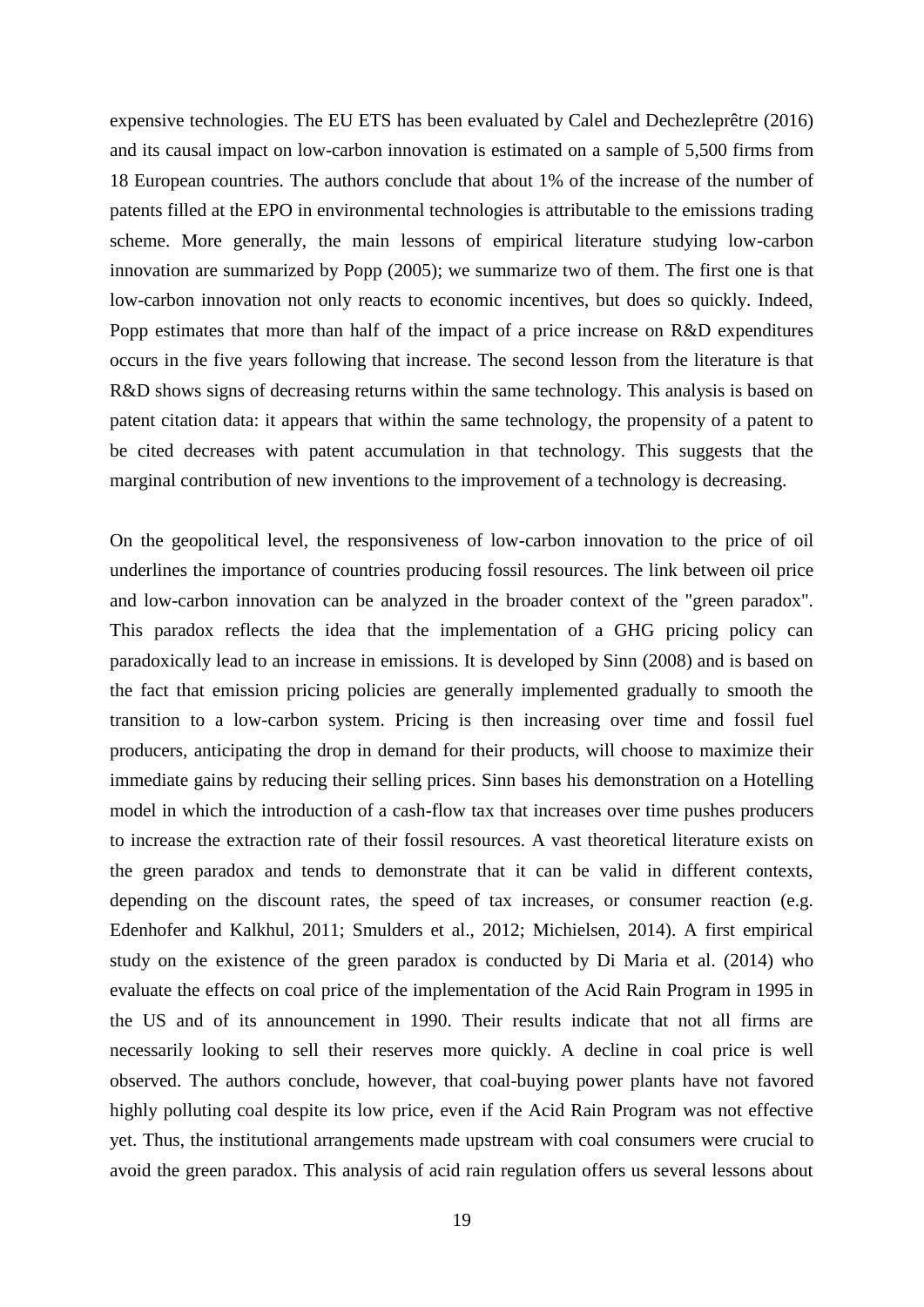expensive technologies. The EU ETS has been evaluated by Calel and Dechezleprêtre (2016) and its causal impact on low-carbon innovation is estimated on a sample of 5,500 firms from 18 European countries. The authors conclude that about 1% of the increase of the number of patents filled at the EPO in environmental technologies is attributable to the emissions trading scheme. More generally, the main lessons of empirical literature studying low-carbon innovation are summarized by Popp (2005); we summarize two of them. The first one is that low-carbon innovation not only reacts to economic incentives, but does so quickly. Indeed, Popp estimates that more than half of the impact of a price increase on R&D expenditures occurs in the five years following that increase. The second lesson from the literature is that R&D shows signs of decreasing returns within the same technology. This analysis is based on patent citation data: it appears that within the same technology, the propensity of a patent to be cited decreases with patent accumulation in that technology. This suggests that the marginal contribution of new inventions to the improvement of a technology is decreasing.

On the geopolitical level, the responsiveness of low-carbon innovation to the price of oil underlines the importance of countries producing fossil resources. The link between oil price and low-carbon innovation can be analyzed in the broader context of the "green paradox". This paradox reflects the idea that the implementation of a GHG pricing policy can paradoxically lead to an increase in emissions. It is developed by Sinn (2008) and is based on the fact that emission pricing policies are generally implemented gradually to smooth the transition to a low-carbon system. Pricing is then increasing over time and fossil fuel producers, anticipating the drop in demand for their products, will choose to maximize their immediate gains by reducing their selling prices. Sinn bases his demonstration on a Hotelling model in which the introduction of a cash-flow tax that increases over time pushes producers to increase the extraction rate of their fossil resources. A vast theoretical literature exists on the green paradox and tends to demonstrate that it can be valid in different contexts, depending on the discount rates, the speed of tax increases, or consumer reaction (e.g. Edenhofer and Kalkhul, 2011; Smulders et al., 2012; Michielsen, 2014). A first empirical study on the existence of the green paradox is conducted by Di Maria et al. (2014) who evaluate the effects on coal price of the implementation of the Acid Rain Program in 1995 in the US and of its announcement in 1990. Their results indicate that not all firms are necessarily looking to sell their reserves more quickly. A decline in coal price is well observed. The authors conclude, however, that coal-buying power plants have not favored highly polluting coal despite its low price, even if the Acid Rain Program was not effective yet. Thus, the institutional arrangements made upstream with coal consumers were crucial to avoid the green paradox. This analysis of acid rain regulation offers us several lessons about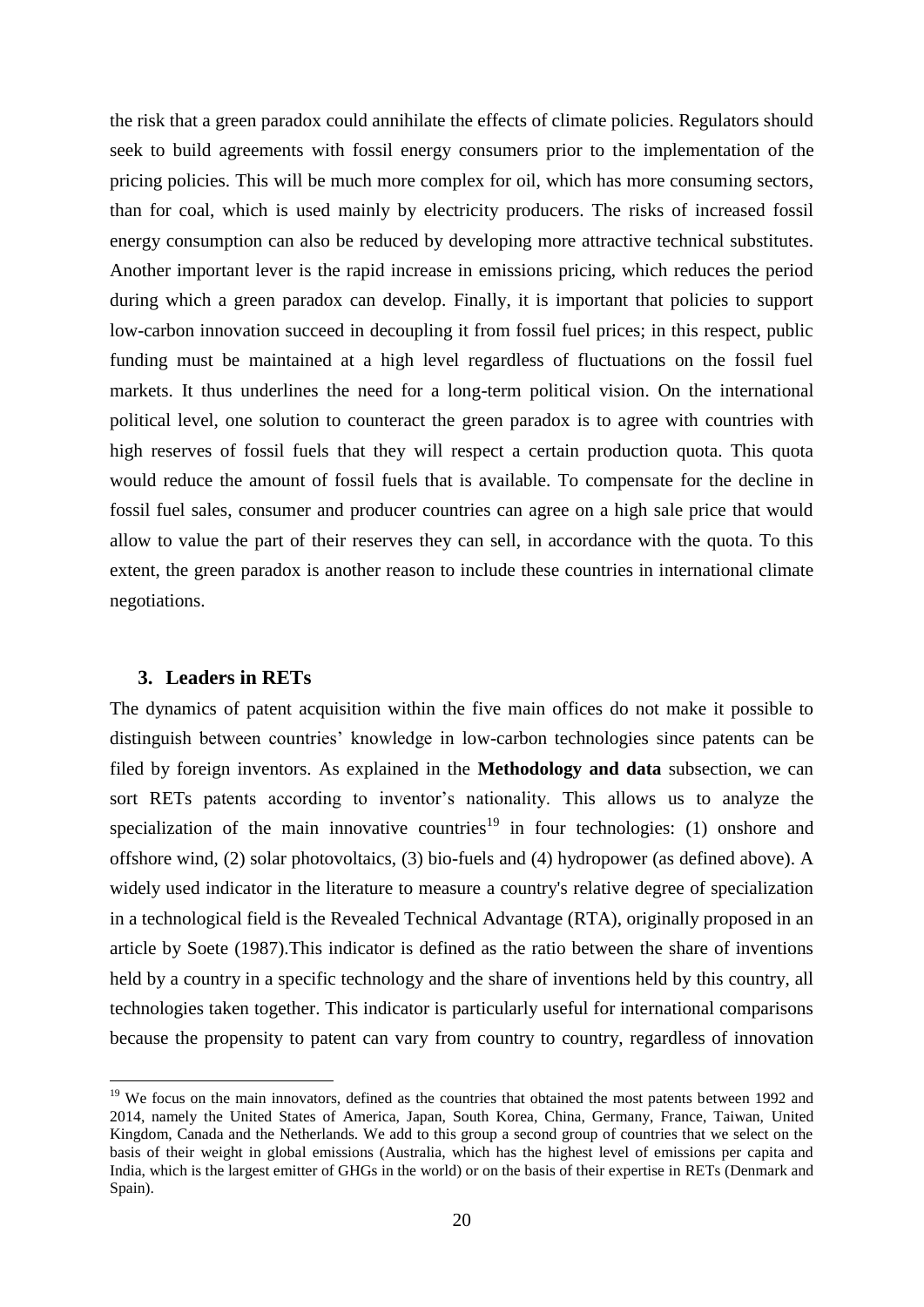the risk that a green paradox could annihilate the effects of climate policies. Regulators should seek to build agreements with fossil energy consumers prior to the implementation of the pricing policies. This will be much more complex for oil, which has more consuming sectors, than for coal, which is used mainly by electricity producers. The risks of increased fossil energy consumption can also be reduced by developing more attractive technical substitutes. Another important lever is the rapid increase in emissions pricing, which reduces the period during which a green paradox can develop. Finally, it is important that policies to support low-carbon innovation succeed in decoupling it from fossil fuel prices; in this respect, public funding must be maintained at a high level regardless of fluctuations on the fossil fuel markets. It thus underlines the need for a long-term political vision. On the international political level, one solution to counteract the green paradox is to agree with countries with high reserves of fossil fuels that they will respect a certain production quota. This quota would reduce the amount of fossil fuels that is available. To compensate for the decline in fossil fuel sales, consumer and producer countries can agree on a high sale price that would allow to value the part of their reserves they can sell, in accordance with the quota. To this extent, the green paradox is another reason to include these countries in international climate negotiations.

## 3. Leaders in RETs

The dynamics of patent acquisition within the five main offices do not make it possible to distinguish between countries' knowledge in low-carbon technologies since patents can be filed by foreign inventors. As explained in the **Methodology and data** subsection, we can sort RETs patents according to inventor's nationality. This allows us to analyze the specialization of the main innovative countries[19] in four technologies: (1) onshore and offshore wind, (2) solar photovoltaics, (3) bio-fuels and (4) hydropower (as defined above). A widely used indicator in the literature to measure a country's relative degree of specialization in a technological field is the Revealed Technical Advantage (RTA), originally proposed in an article by Soete (1987).This indicator is defined as the ratio between the share of inventions held by a country in a specific technology and the share of inventions held by this country, all technologies taken together. This indicator is particularly useful for international comparisons because the propensity to patent can vary from country to country, regardless of innovation

[19] We focus on the main innovators, defined as the countries that obtained the most patents between 1992 and 2014, namely the United States of America, Japan, South Korea, China, Germany, France, Taiwan, United Kingdom, Canada and the Netherlands. We add to this group a second group of countries that we select on the basis of their weight in global emissions (Australia, which has the highest level of emissions per capita and India, which is the largest emitter of GHGs in the world) or on the basis of their expertise in RETs (Denmark and Spain).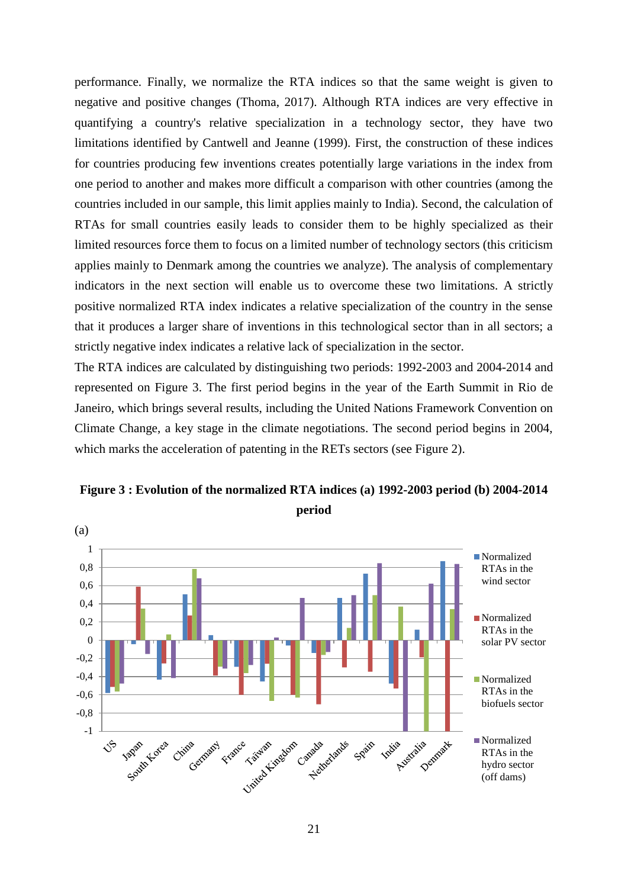performance. Finally, we normalize the RTA indices so that the same weight is given to negative and positive changes (Thoma, 2017). Although RTA indices are very effective in quantifying a country's relative specialization in a technology sector, they have two limitations identified by Cantwell and Jeanne (1999). First, the construction of these indices for countries producing few inventions creates potentially large variations in the index from one period to another and makes more difficult a comparison with other countries (among the countries included in our sample, this limit applies mainly to India). Second, the calculation of RTAs for small countries easily leads to consider them to be highly specialized as their limited resources force them to focus on a limited number of technology sectors (this criticism applies mainly to Denmark among the countries we analyze). The analysis of complementary indicators in the next section will enable us to overcome these two limitations. A strictly positive normalized RTA index indicates a relative specialization of the country in the sense that it produces a larger share of inventions in this technological sector than in all sectors; a strictly negative index indicates a relative lack of specialization in the sector.

The RTA indices are calculated by distinguishing two periods: 1992-2003 and 2004-2014 and represented on Figure 3. The first period begins in the year of the Earth Summit in Rio de Janeiro, which brings several results, including the United Nations Framework Convention on Climate Change, a key stage in the climate negotiations. The second period begins in 2004, which marks the acceleration of patenting in the RETs sectors (see Figure 2).

**Figure 3 : Evolution of the normalized RTA indices (a) 1992-2003 period (b) 2004-2014 period**

(a)

Legend: Normalized RTAs in the wind sector; Normalized RTAs in the solar PV sector; Normalized RTAs in the biofuels sector; Normalized RTAs in the hydro sector (off dams)

Countries: US, Japan, South Korea, China, Germany, France, Taiwan, United Kingdom, Canada, Netherlands, Spain, India, Australia, Denmark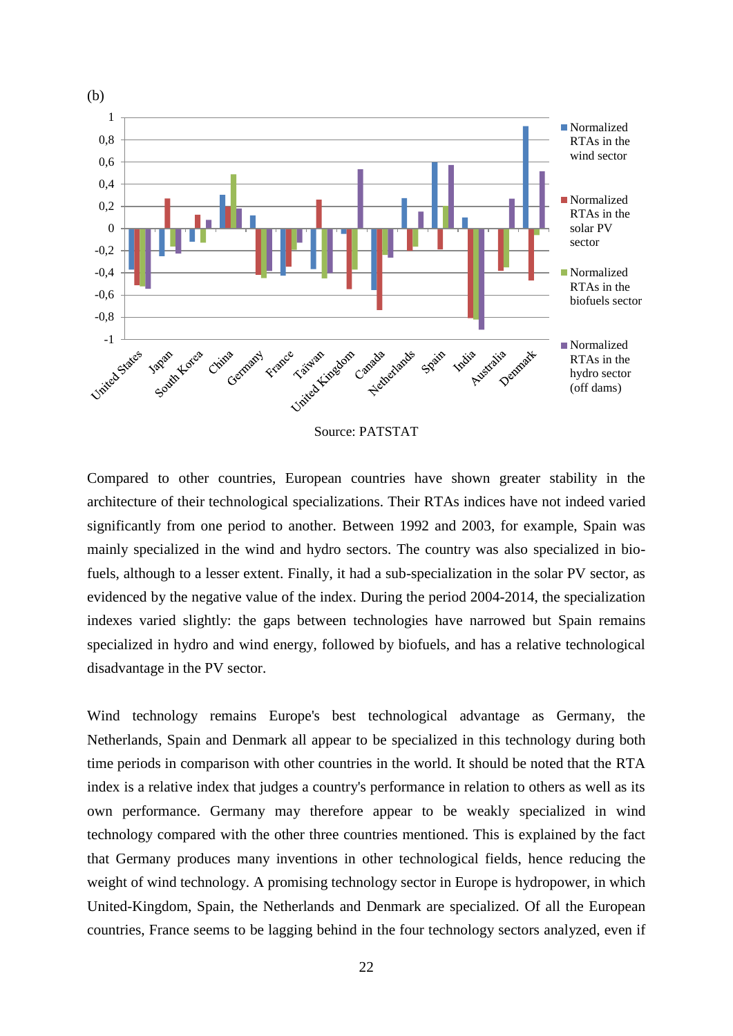(b)

Source: PATSTAT

Compared to other countries, European countries have shown greater stability in the architecture of their technological specializations. Their RTAs indices have not indeed varied significantly from one period to another. Between 1992 and 2003, for example, Spain was mainly specialized in the wind and hydro sectors. The country was also specialized in bio-fuels, although to a lesser extent. Finally, it had a sub-specialization in the solar PV sector, as evidenced by the negative value of the index. During the period 2004-2014, the specialization indexes varied slightly: the gaps between technologies have narrowed but Spain remains specialized in hydro and wind energy, followed by biofuels, and has a relative technological disadvantage in the PV sector.

Wind technology remains Europe's best technological advantage as Germany, the Netherlands, Spain and Denmark all appear to be specialized in this technology during both time periods in comparison with other countries in the world. It should be noted that the RTA index is a relative index that judges a country's performance in relation to others as well as its own performance. Germany may therefore appear to be weakly specialized in wind technology compared with the other three countries mentioned. This is explained by the fact that Germany produces many inventions in other technological fields, hence reducing the weight of wind technology. A promising technology sector in Europe is hydropower, in which United-Kingdom, Spain, the Netherlands and Denmark are specialized. Of all the European countries, France seems to be lagging behind in the four technology sectors analyzed, even if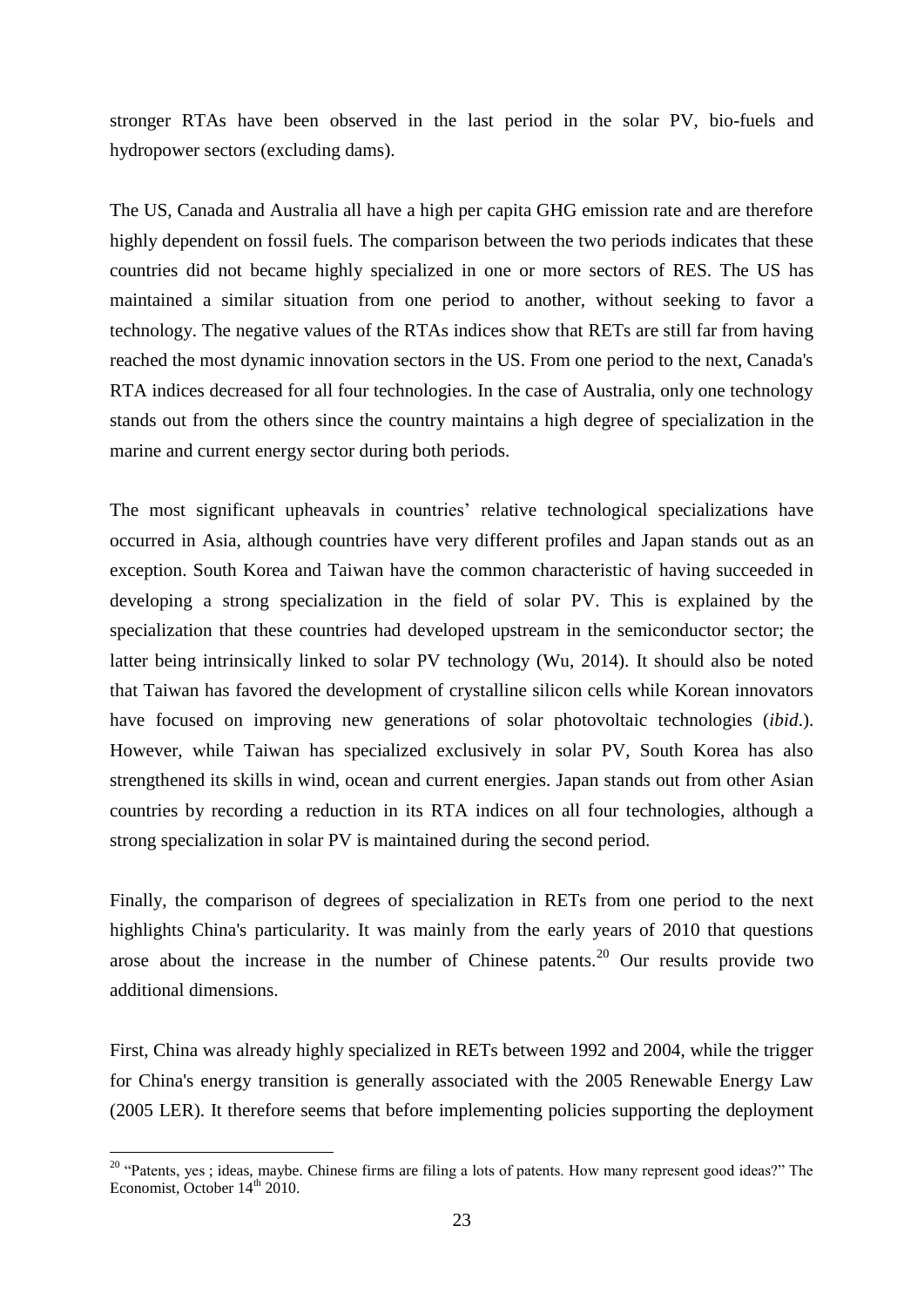stronger RTAs have been observed in the last period in the solar PV, bio-fuels and hydropower sectors (excluding dams).

The US, Canada and Australia all have a high per capita GHG emission rate and are therefore highly dependent on fossil fuels. The comparison between the two periods indicates that these countries did not became highly specialized in one or more sectors of RES. The US has maintained a similar situation from one period to another, without seeking to favor a technology. The negative values of the RTAs indices show that RETs are still far from having reached the most dynamic innovation sectors in the US. From one period to the next, Canada's RTA indices decreased for all four technologies. In the case of Australia, only one technology stands out from the others since the country maintains a high degree of specialization in the marine and current energy sector during both periods.

The most significant upheavals in countries' relative technological specializations have occurred in Asia, although countries have very different profiles and Japan stands out as an exception. South Korea and Taiwan have the common characteristic of having succeeded in developing a strong specialization in the field of solar PV. This is explained by the specialization that these countries had developed upstream in the semiconductor sector; the latter being intrinsically linked to solar PV technology (Wu, 2014). It should also be noted that Taiwan has favored the development of crystalline silicon cells while Korean innovators have focused on improving new generations of solar photovoltaic technologies (*ibid*.). However, while Taiwan has specialized exclusively in solar PV, South Korea has also strengthened its skills in wind, ocean and current energies. Japan stands out from other Asian countries by recording a reduction in its RTA indices on all four technologies, although a strong specialization in solar PV is maintained during the second period.

Finally, the comparison of degrees of specialization in RETs from one period to the next highlights China's particularity. It was mainly from the early years of 2010 that questions arose about the increase in the number of Chinese patents.[20] Our results provide two additional dimensions.

First, China was already highly specialized in RETs between 1992 and 2004, while the trigger for China's energy transition is generally associated with the 2005 Renewable Energy Law (2005 LER). It therefore seems that before implementing policies supporting the deployment

[20] "Patents, yes ; ideas, maybe. Chinese firms are filing a lots of patents. How many represent good ideas?" The Economist, October 14th 2010.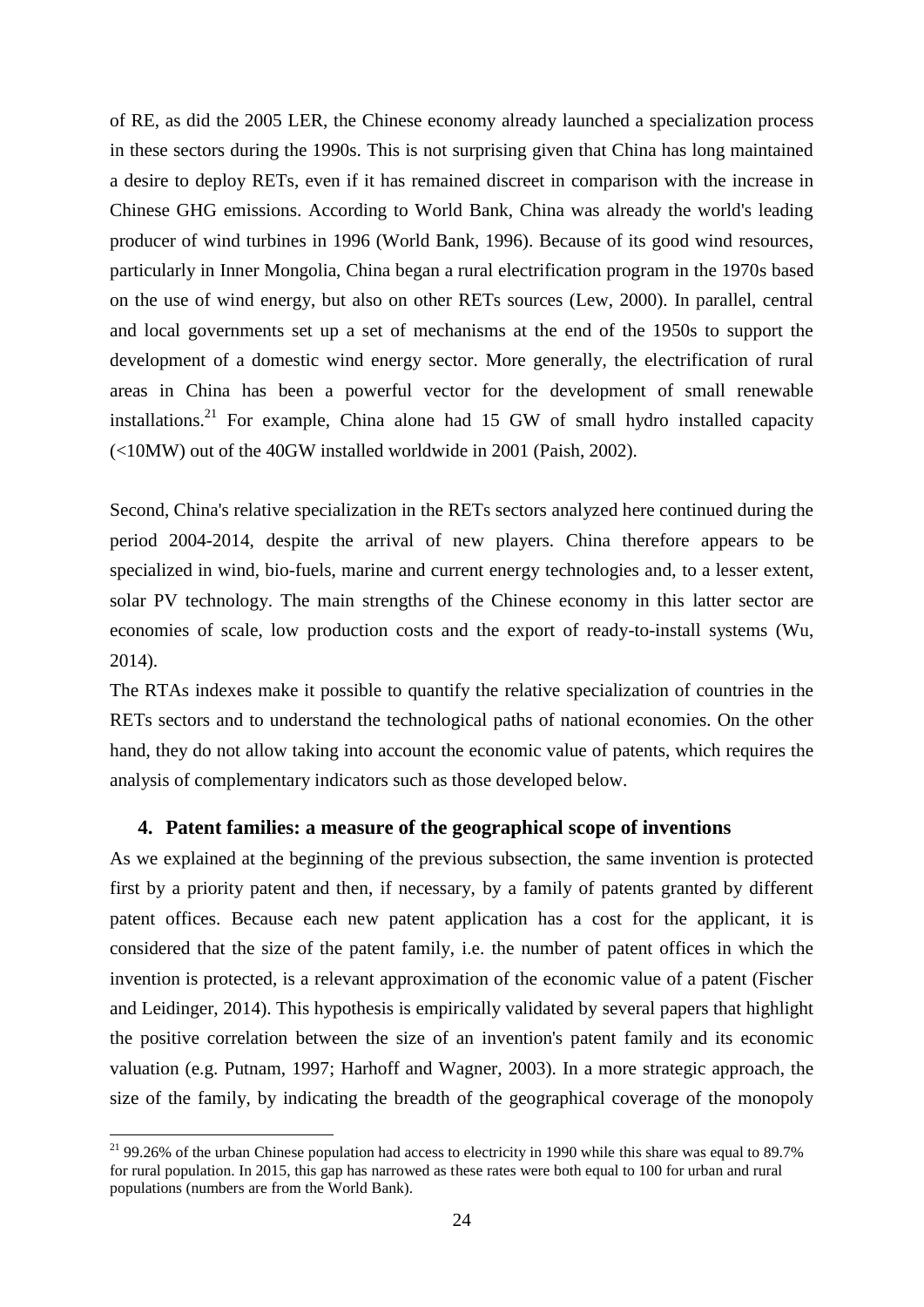of RE, as did the 2005 LER, the Chinese economy already launched a specialization process in these sectors during the 1990s. This is not surprising given that China has long maintained a desire to deploy RETs, even if it has remained discreet in comparison with the increase in Chinese GHG emissions. According to World Bank, China was already the world's leading producer of wind turbines in 1996 (World Bank, 1996). Because of its good wind resources, particularly in Inner Mongolia, China began a rural electrification program in the 1970s based on the use of wind energy, but also on other RETs sources (Lew, 2000). In parallel, central and local governments set up a set of mechanisms at the end of the 1950s to support the development of a domestic wind energy sector. More generally, the electrification of rural areas in China has been a powerful vector for the development of small renewable installations.[21] For example, China alone had 15 GW of small hydro installed capacity (<10MW) out of the 40GW installed worldwide in 2001 (Paish, 2002).

Second, China's relative specialization in the RETs sectors analyzed here continued during the period 2004-2014, despite the arrival of new players. China therefore appears to be specialized in wind, bio-fuels, marine and current energy technologies and, to a lesser extent, solar PV technology. The main strengths of the Chinese economy in this latter sector are economies of scale, low production costs and the export of ready-to-install systems (Wu, 2014).

The RTAs indexes make it possible to quantify the relative specialization of countries in the RETs sectors and to understand the technological paths of national economies. On the other hand, they do not allow taking into account the economic value of patents, which requires the analysis of complementary indicators such as those developed below.

## 4. Patent families: a measure of the geographical scope of inventions

As we explained at the beginning of the previous subsection, the same invention is protected first by a priority patent and then, if necessary, by a family of patents granted by different patent offices. Because each new patent application has a cost for the applicant, it is considered that the size of the patent family, i.e. the number of patent offices in which the invention is protected, is a relevant approximation of the economic value of a patent (Fischer and Leidinger, 2014). This hypothesis is empirically validated by several papers that highlight the positive correlation between the size of an invention's patent family and its economic valuation (e.g. Putnam, 1997; Harhoff and Wagner, 2003). In a more strategic approach, the size of the family, by indicating the breadth of the geographical coverage of the monopoly

[21] 99.26% of the urban Chinese population had access to electricity in 1990 while this share was equal to 89.7% for rural population. In 2015, this gap has narrowed as these rates were both equal to 100 for urban and rural populations (numbers are from the World Bank).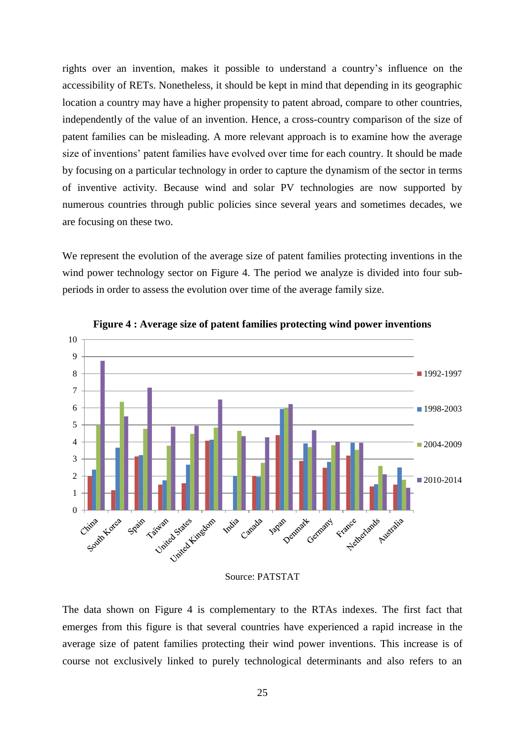rights over an invention, makes it possible to understand a country's influence on the accessibility of RETs. Nonetheless, it should be kept in mind that depending in its geographic location a country may have a higher propensity to patent abroad, compare to other countries, independently of the value of an invention. Hence, a cross-country comparison of the size of patent families can be misleading. A more relevant approach is to examine how the average size of inventions' patent families have evolved over time for each country. It should be made by focusing on a particular technology in order to capture the dynamism of the sector in terms of inventive activity. Because wind and solar PV technologies are now supported by numerous countries through public policies since several years and sometimes decades, we are focusing on these two.

We represent the evolution of the average size of patent families protecting inventions in the wind power technology sector on Figure 4. The period we analyze is divided into four sub-periods in order to assess the evolution over time of the average family size.

**Figure 4 : Average size of patent families protecting wind power inventions**

Source: PATSTAT

The data shown on Figure 4 is complementary to the RTAs indexes. The first fact that emerges from this figure is that several countries have experienced a rapid increase in the average size of patent families protecting their wind power inventions. This increase is of course not exclusively linked to purely technological determinants and also refers to an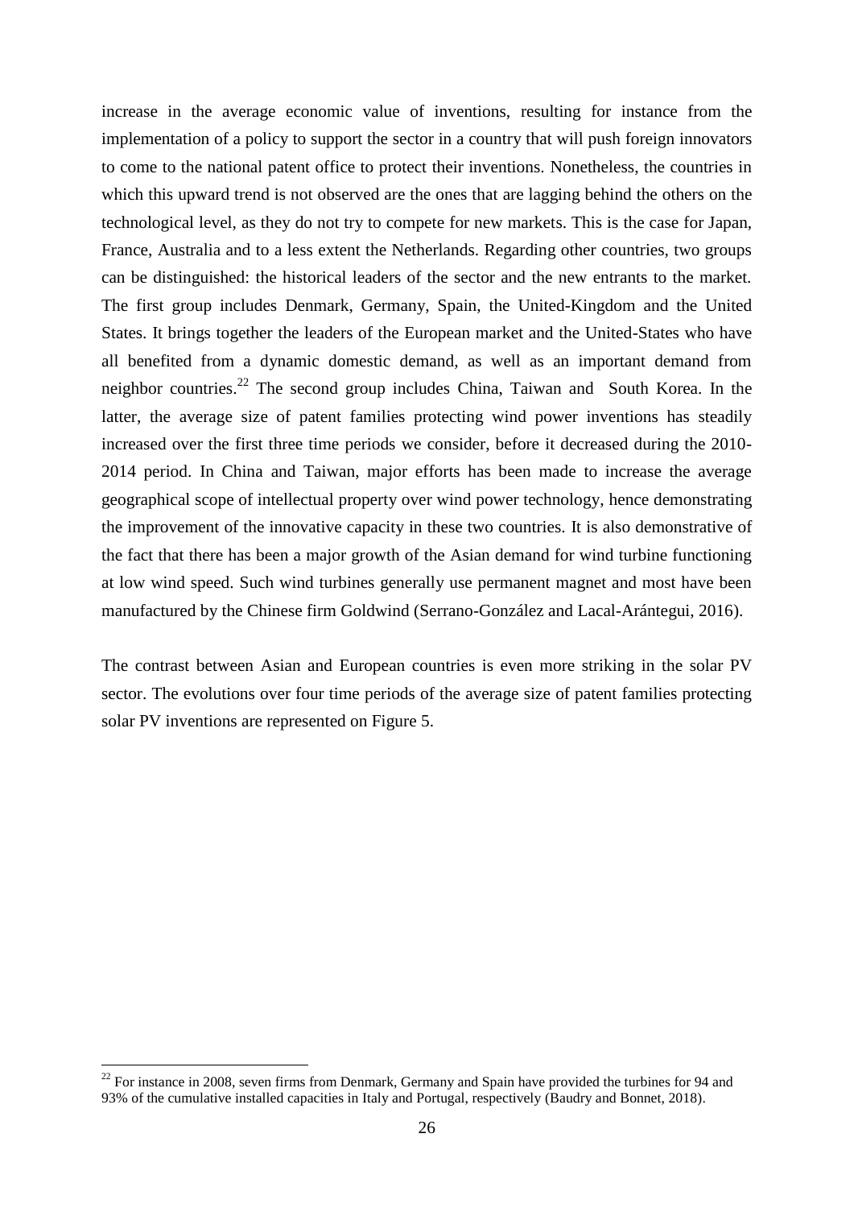increase in the average economic value of inventions, resulting for instance from the implementation of a policy to support the sector in a country that will push foreign innovators to come to the national patent office to protect their inventions. Nonetheless, the countries in which this upward trend is not observed are the ones that are lagging behind the others on the technological level, as they do not try to compete for new markets. This is the case for Japan, France, Australia and to a less extent the Netherlands. Regarding other countries, two groups can be distinguished: the historical leaders of the sector and the new entrants to the market. The first group includes Denmark, Germany, Spain, the United-Kingdom and the United States. It brings together the leaders of the European market and the United-States who have all benefited from a dynamic domestic demand, as well as an important demand from neighbor countries.[22] The second group includes China, Taiwan and South Korea. In the latter, the average size of patent families protecting wind power inventions has steadily increased over the first three time periods we consider, before it decreased during the 2010-2014 period. In China and Taiwan, major efforts has been made to increase the average geographical scope of intellectual property over wind power technology, hence demonstrating the improvement of the innovative capacity in these two countries. It is also demonstrative of the fact that there has been a major growth of the Asian demand for wind turbine functioning at low wind speed. Such wind turbines generally use permanent magnet and most have been manufactured by the Chinese firm Goldwind (Serrano-González and Lacal-Arántegui, 2016).

The contrast between Asian and European countries is even more striking in the solar PV sector. The evolutions over four time periods of the average size of patent families protecting solar PV inventions are represented on Figure 5.

[22] For instance in 2008, seven firms from Denmark, Germany and Spain have provided the turbines for 94 and 93% of the cumulative installed capacities in Italy and Portugal, respectively (Baudry and Bonnet, 2018).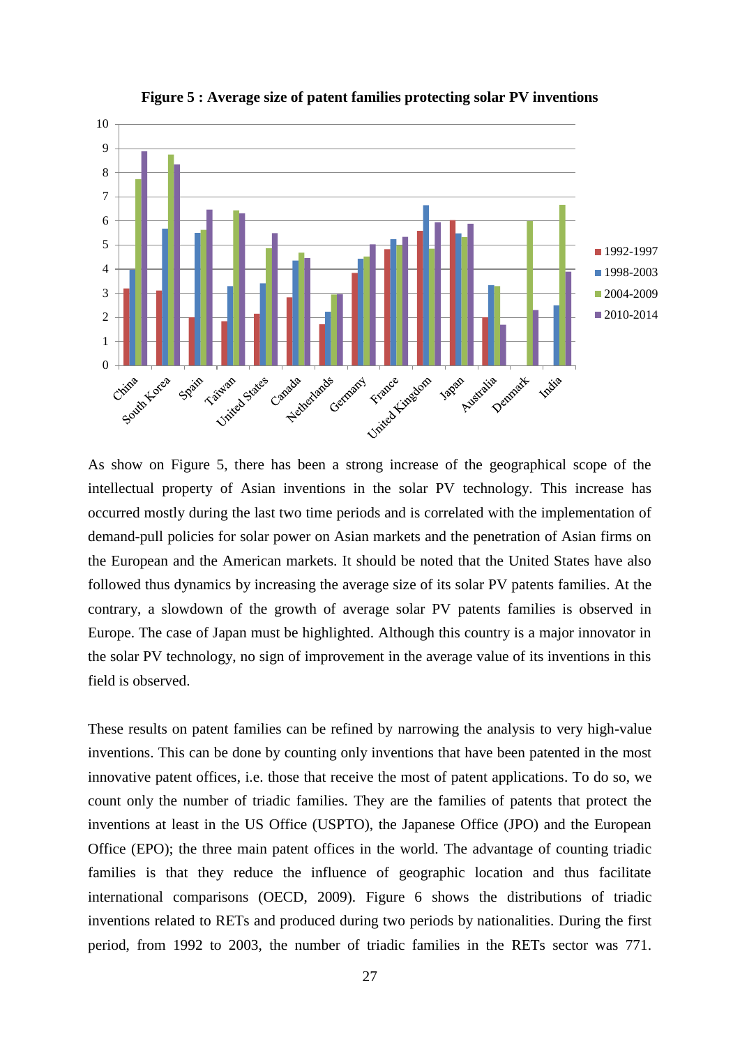**Figure 5 : Average size of patent families protecting solar PV inventions**

As show on Figure 5, there has been a strong increase of the geographical scope of the intellectual property of Asian inventions in the solar PV technology. This increase has occurred mostly during the last two time periods and is correlated with the implementation of demand-pull policies for solar power on Asian markets and the penetration of Asian firms on the European and the American markets. It should be noted that the United States have also followed thus dynamics by increasing the average size of its solar PV patents families. At the contrary, a slowdown of the growth of average solar PV patents families is observed in Europe. The case of Japan must be highlighted. Although this country is a major innovator in the solar PV technology, no sign of improvement in the average value of its inventions in this field is observed.

These results on patent families can be refined by narrowing the analysis to very high-value inventions. This can be done by counting only inventions that have been patented in the most innovative patent offices, i.e. those that receive the most of patent applications. To do so, we count only the number of triadic families. They are the families of patents that protect the inventions at least in the US Office (USPTO), the Japanese Office (JPO) and the European Office (EPO); the three main patent offices in the world. The advantage of counting triadic families is that they reduce the influence of geographic location and thus facilitate international comparisons (OECD, 2009). Figure 6 shows the distributions of triadic inventions related to RETs and produced during two periods by nationalities. During the first period, from 1992 to 2003, the number of triadic families in the RETs sector was 771.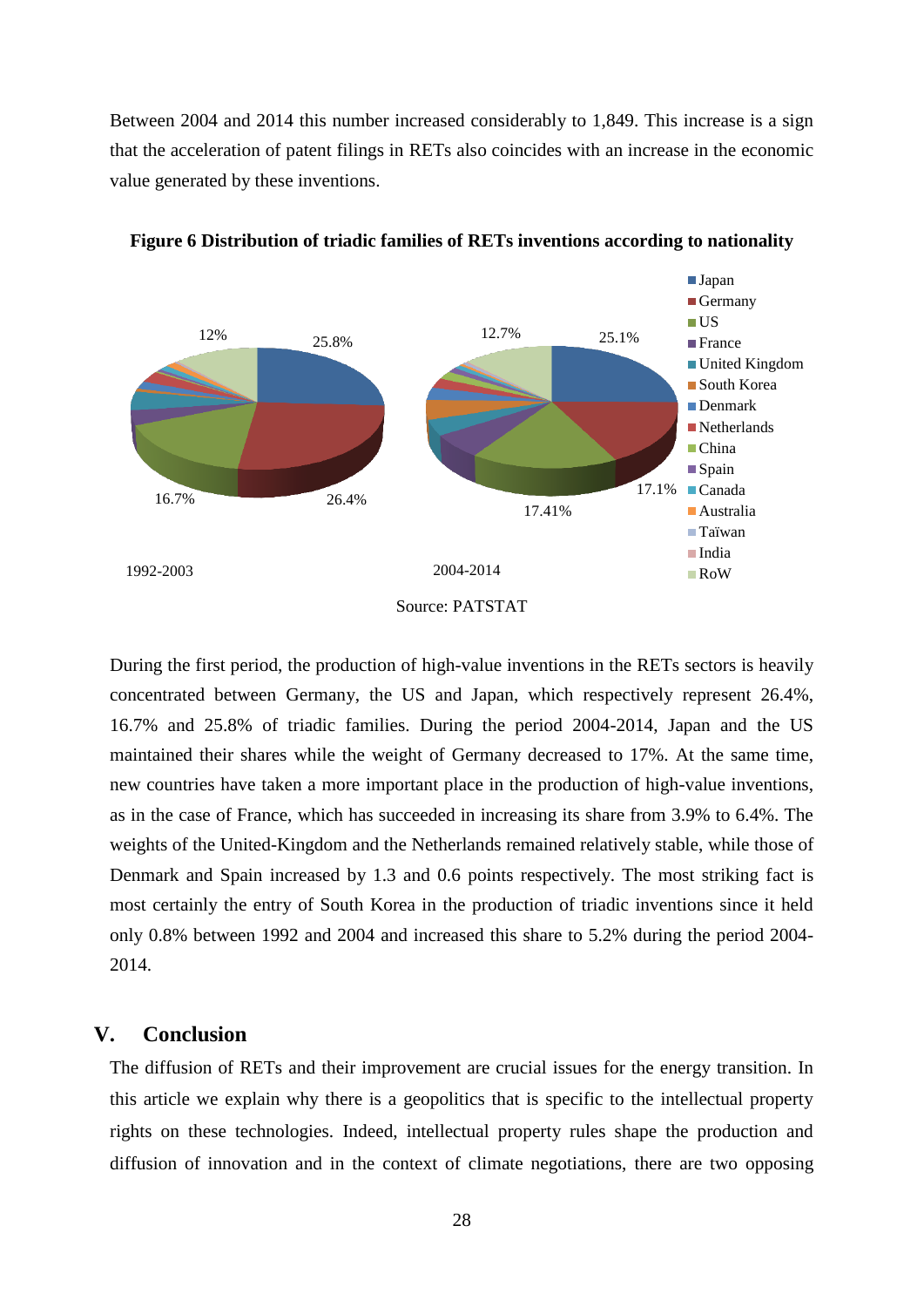Between 2004 and 2014 this number increased considerably to 1,849. This increase is a sign that the acceleration of patent filings in RETs also coincides with an increase in the economic value generated by these inventions.

**Figure 6 Distribution of triadic families of RETs inventions according to nationality**

Source: PATSTAT

During the first period, the production of high-value inventions in the RETs sectors is heavily concentrated between Germany, the US and Japan, which respectively represent 26.4%, 16.7% and 25.8% of triadic families. During the period 2004-2014, Japan and the US maintained their shares while the weight of Germany decreased to 17%. At the same time, new countries have taken a more important place in the production of high-value inventions, as in the case of France, which has succeeded in increasing its share from 3.9% to 6.4%. The weights of the United-Kingdom and the Netherlands remained relatively stable, while those of Denmark and Spain increased by 1.3 and 0.6 points respectively. The most striking fact is most certainly the entry of South Korea in the production of triadic inventions since it held only 0.8% between 1992 and 2004 and increased this share to 5.2% during the period 2004-2014.

## V. Conclusion

The diffusion of RETs and their improvement are crucial issues for the energy transition. In this article we explain why there is a geopolitics that is specific to the intellectual property rights on these technologies. Indeed, intellectual property rules shape the production and diffusion of innovation and in the context of climate negotiations, there are two opposing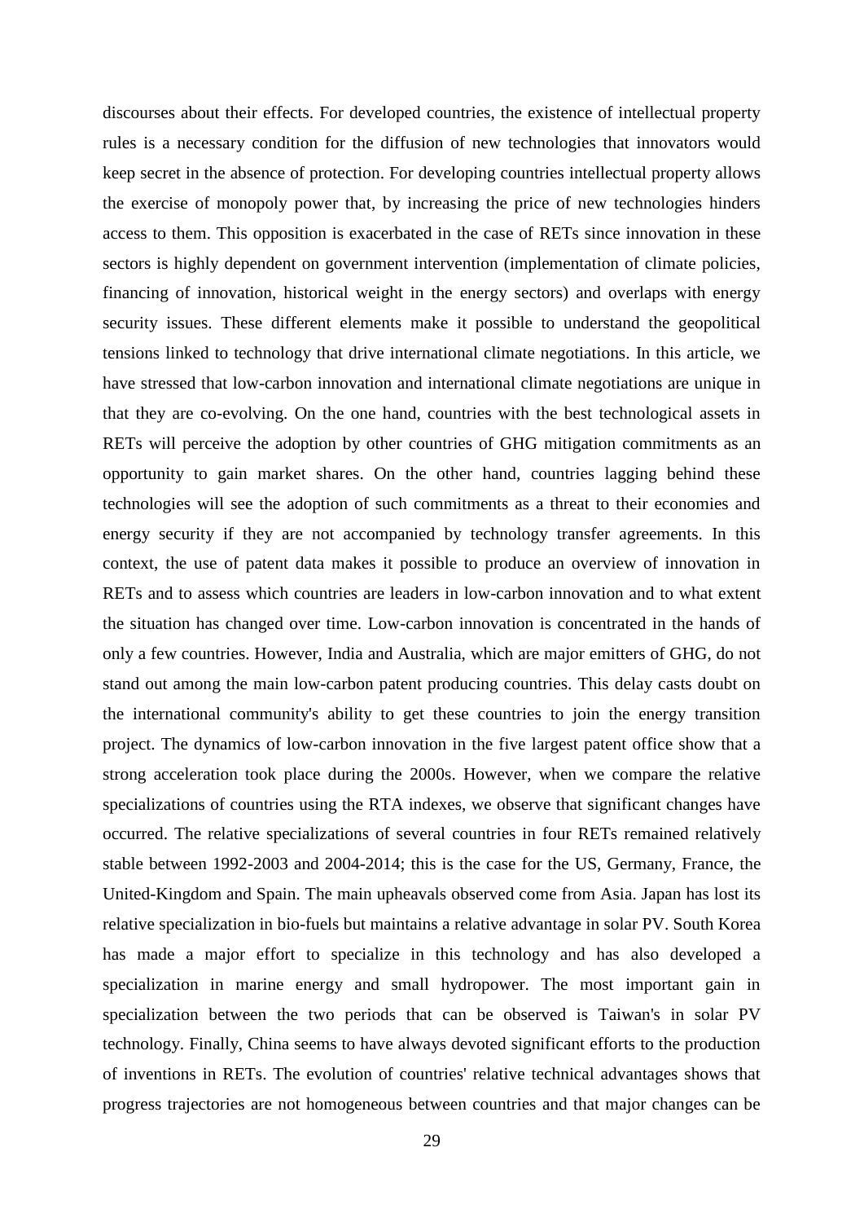discourses about their effects. For developed countries, the existence of intellectual property rules is a necessary condition for the diffusion of new technologies that innovators would keep secret in the absence of protection. For developing countries intellectual property allows the exercise of monopoly power that, by increasing the price of new technologies hinders access to them. This opposition is exacerbated in the case of RETs since innovation in these sectors is highly dependent on government intervention (implementation of climate policies, financing of innovation, historical weight in the energy sectors) and overlaps with energy security issues. These different elements make it possible to understand the geopolitical tensions linked to technology that drive international climate negotiations. In this article, we have stressed that low-carbon innovation and international climate negotiations are unique in that they are co-evolving. On the one hand, countries with the best technological assets in RETs will perceive the adoption by other countries of GHG mitigation commitments as an opportunity to gain market shares. On the other hand, countries lagging behind these technologies will see the adoption of such commitments as a threat to their economies and energy security if they are not accompanied by technology transfer agreements. In this context, the use of patent data makes it possible to produce an overview of innovation in RETs and to assess which countries are leaders in low-carbon innovation and to what extent the situation has changed over time. Low-carbon innovation is concentrated in the hands of only a few countries. However, India and Australia, which are major emitters of GHG, do not stand out among the main low-carbon patent producing countries. This delay casts doubt on the international community's ability to get these countries to join the energy transition project. The dynamics of low-carbon innovation in the five largest patent office show that a strong acceleration took place during the 2000s. However, when we compare the relative specializations of countries using the RTA indexes, we observe that significant changes have occurred. The relative specializations of several countries in four RETs remained relatively stable between 1992-2003 and 2004-2014; this is the case for the US, Germany, France, the United-Kingdom and Spain. The main upheavals observed come from Asia. Japan has lost its relative specialization in bio-fuels but maintains a relative advantage in solar PV. South Korea has made a major effort to specialize in this technology and has also developed a specialization in marine energy and small hydropower. The most important gain in specialization between the two periods that can be observed is Taiwan's in solar PV technology. Finally, China seems to have always devoted significant efforts to the production of inventions in RETs. The evolution of countries' relative technical advantages shows that progress trajectories are not homogeneous between countries and that major changes can be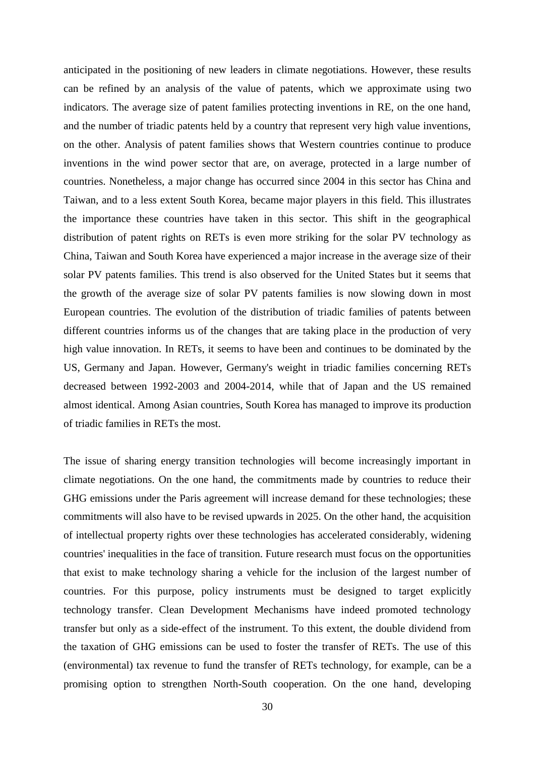anticipated in the positioning of new leaders in climate negotiations. However, these results can be refined by an analysis of the value of patents, which we approximate using two indicators. The average size of patent families protecting inventions in RE, on the one hand, and the number of triadic patents held by a country that represent very high value inventions, on the other. Analysis of patent families shows that Western countries continue to produce inventions in the wind power sector that are, on average, protected in a large number of countries. Nonetheless, a major change has occurred since 2004 in this sector has China and Taiwan, and to a less extent South Korea, became major players in this field. This illustrates the importance these countries have taken in this sector. This shift in the geographical distribution of patent rights on RETs is even more striking for the solar PV technology as China, Taiwan and South Korea have experienced a major increase in the average size of their solar PV patents families. This trend is also observed for the United States but it seems that the growth of the average size of solar PV patents families is now slowing down in most European countries. The evolution of the distribution of triadic families of patents between different countries informs us of the changes that are taking place in the production of very high value innovation. In RETs, it seems to have been and continues to be dominated by the US, Germany and Japan. However, Germany's weight in triadic families concerning RETs decreased between 1992-2003 and 2004-2014, while that of Japan and the US remained almost identical. Among Asian countries, South Korea has managed to improve its production of triadic families in RETs the most.

The issue of sharing energy transition technologies will become increasingly important in climate negotiations. On the one hand, the commitments made by countries to reduce their GHG emissions under the Paris agreement will increase demand for these technologies; these commitments will also have to be revised upwards in 2025. On the other hand, the acquisition of intellectual property rights over these technologies has accelerated considerably, widening countries' inequalities in the face of transition. Future research must focus on the opportunities that exist to make technology sharing a vehicle for the inclusion of the largest number of countries. For this purpose, policy instruments must be designed to target explicitly technology transfer. Clean Development Mechanisms have indeed promoted technology transfer but only as a side-effect of the instrument. To this extent, the double dividend from the taxation of GHG emissions can be used to foster the transfer of RETs. The use of this (environmental) tax revenue to fund the transfer of RETs technology, for example, can be a promising option to strengthen North-South cooperation. On the one hand, developing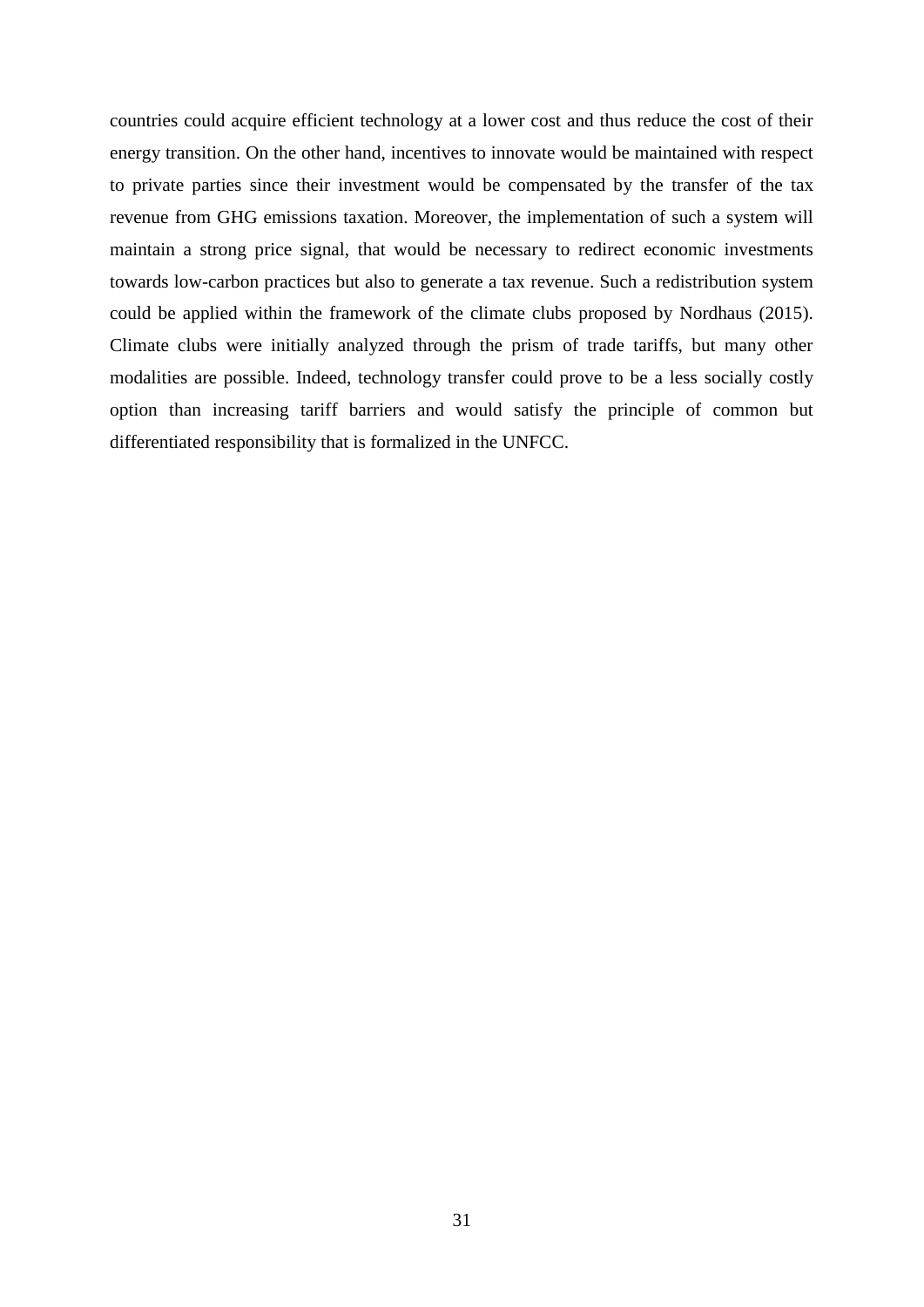countries could acquire efficient technology at a lower cost and thus reduce the cost of their energy transition. On the other hand, incentives to innovate would be maintained with respect to private parties since their investment would be compensated by the transfer of the tax revenue from GHG emissions taxation. Moreover, the implementation of such a system will maintain a strong price signal, that would be necessary to redirect economic investments towards low-carbon practices but also to generate a tax revenue. Such a redistribution system could be applied within the framework of the climate clubs proposed by Nordhaus (2015). Climate clubs were initially analyzed through the prism of trade tariffs, but many other modalities are possible. Indeed, technology transfer could prove to be a less socially costly option than increasing tariff barriers and would satisfy the principle of common but differentiated responsibility that is formalized in the UNFCC.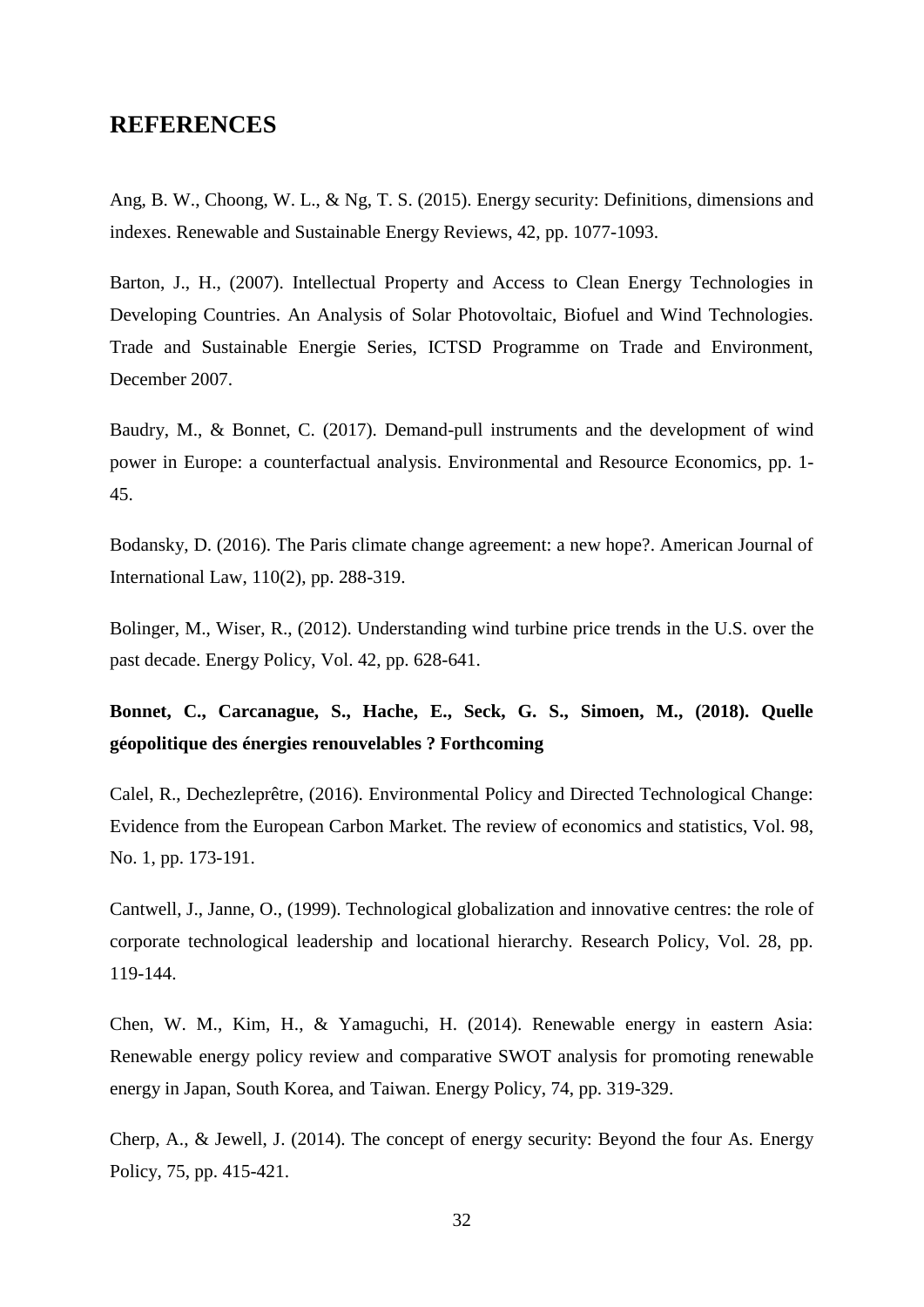## REFERENCES

Ang, B. W., Choong, W. L., & Ng, T. S. (2015). Energy security: Definitions, dimensions and indexes. Renewable and Sustainable Energy Reviews, 42, pp. 1077-1093.

Barton, J., H., (2007). Intellectual Property and Access to Clean Energy Technologies in Developing Countries. An Analysis of Solar Photovoltaic, Biofuel and Wind Technologies. Trade and Sustainable Energie Series, ICTSD Programme on Trade and Environment, December 2007.

Baudry, M., & Bonnet, C. (2017). Demand-pull instruments and the development of wind power in Europe: a counterfactual analysis. Environmental and Resource Economics, pp. 1-45.

Bodansky, D. (2016). The Paris climate change agreement: a new hope?. American Journal of International Law, 110(2), pp. 288-319.

Bolinger, M., Wiser, R., (2012). Understanding wind turbine price trends in the U.S. over the past decade. Energy Policy, Vol. 42, pp. 628-641.

**Bonnet, C., Carcanague, S., Hache, E., Seck, G. S., Simoen, M., (2018). Quelle géopolitique des énergies renouvelables ? Forthcoming**

Calel, R., Dechezleprêtre, (2016). Environmental Policy and Directed Technological Change: Evidence from the European Carbon Market. The review of economics and statistics, Vol. 98, No. 1, pp. 173-191.

Cantwell, J., Janne, O., (1999). Technological globalization and innovative centres: the role of corporate technological leadership and locational hierarchy. Research Policy, Vol. 28, pp. 119-144.

Chen, W. M., Kim, H., & Yamaguchi, H. (2014). Renewable energy in eastern Asia: Renewable energy policy review and comparative SWOT analysis for promoting renewable energy in Japan, South Korea, and Taiwan. Energy Policy, 74, pp. 319-329.

Cherp, A., & Jewell, J. (2014). The concept of energy security: Beyond the four As. Energy Policy, 75, pp. 415-421.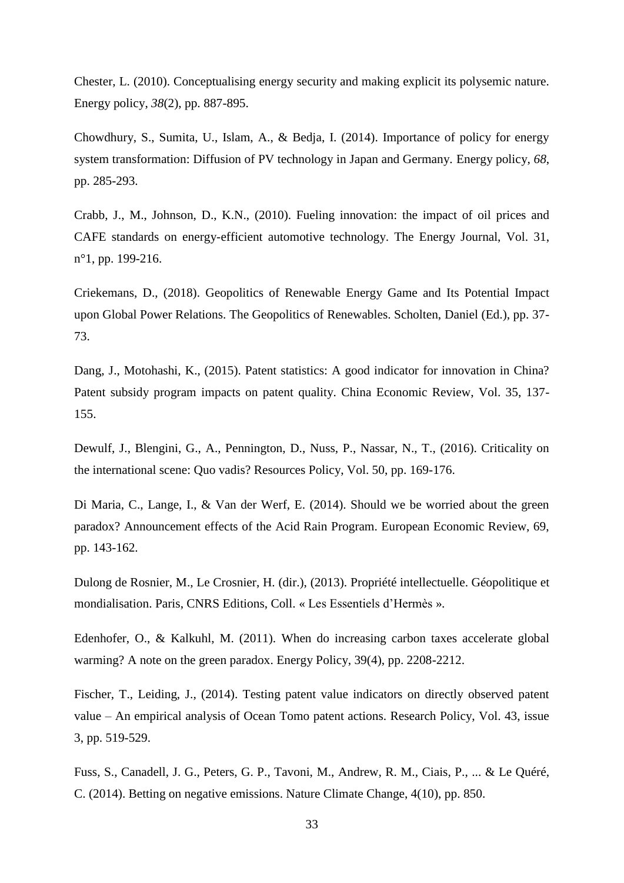Chester, L. (2010). Conceptualising energy security and making explicit its polysemic nature. Energy policy, *38*(2), pp. 887-895.

Chowdhury, S., Sumita, U., Islam, A., & Bedja, I. (2014). Importance of policy for energy system transformation: Diffusion of PV technology in Japan and Germany. Energy policy, *68*, pp. 285-293.

Crabb, J., M., Johnson, D., K.N., (2010). Fueling innovation: the impact of oil prices and CAFE standards on energy-efficient automotive technology. The Energy Journal, Vol. 31, n°1, pp. 199-216.

Criekemans, D., (2018). Geopolitics of Renewable Energy Game and Its Potential Impact upon Global Power Relations. The Geopolitics of Renewables. Scholten, Daniel (Ed.), pp. 37-73.

Dang, J., Motohashi, K., (2015). Patent statistics: A good indicator for innovation in China? Patent subsidy program impacts on patent quality. China Economic Review, Vol. 35, 137-155.

Dewulf, J., Blengini, G., A., Pennington, D., Nuss, P., Nassar, N., T., (2016). Criticality on the international scene: Quo vadis? Resources Policy, Vol. 50, pp. 169-176.

Di Maria, C., Lange, I., & Van der Werf, E. (2014). Should we be worried about the green paradox? Announcement effects of the Acid Rain Program. European Economic Review, 69, pp. 143-162.

Dulong de Rosnier, M., Le Crosnier, H. (dir.), (2013). Propriété intellectuelle. Géopolitique et mondialisation. Paris, CNRS Editions, Coll. « Les Essentiels d'Hermès ».

Edenhofer, O., & Kalkuhl, M. (2011). When do increasing carbon taxes accelerate global warming? A note on the green paradox. Energy Policy, 39(4), pp. 2208-2212.

Fischer, T., Leiding, J., (2014). Testing patent value indicators on directly observed patent value – An empirical analysis of Ocean Tomo patent actions. Research Policy, Vol. 43, issue 3, pp. 519-529.

Fuss, S., Canadell, J. G., Peters, G. P., Tavoni, M., Andrew, R. M., Ciais, P., ... & Le Quéré, C. (2014). Betting on negative emissions. Nature Climate Change, 4(10), pp. 850.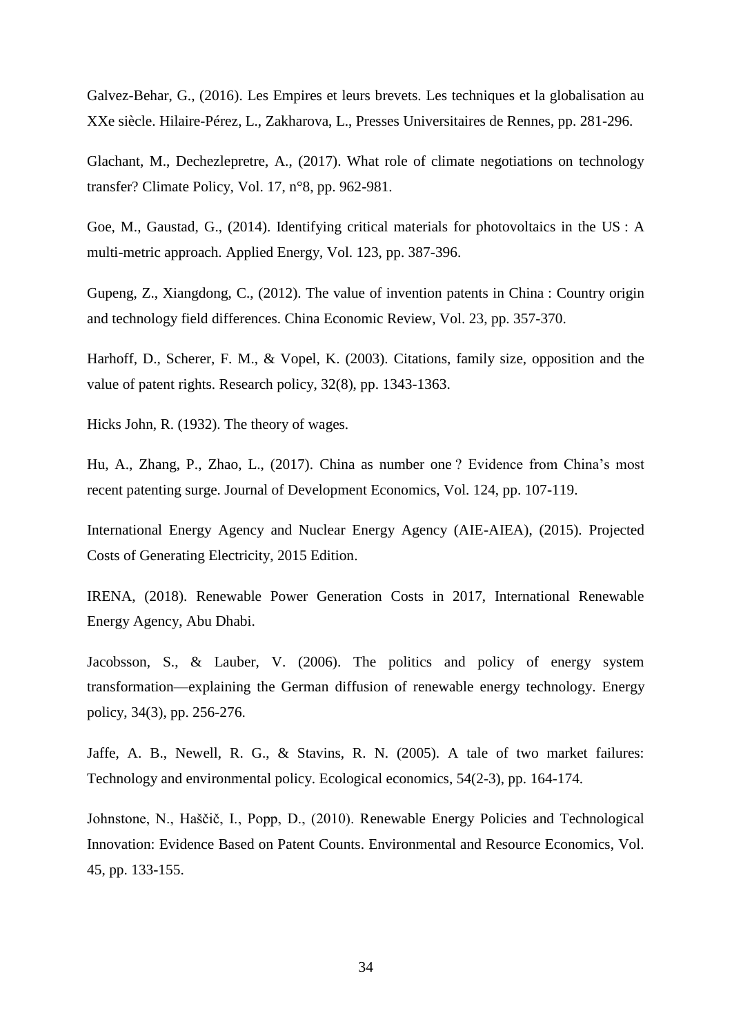Galvez-Behar, G., (2016). Les Empires et leurs brevets. Les techniques et la globalisation au XXe siècle. Hilaire-Pérez, L., Zakharova, L., Presses Universitaires de Rennes, pp. 281-296.

Glachant, M., Dechezlepretre, A., (2017). What role of climate negotiations on technology transfer? Climate Policy, Vol. 17, n°8, pp. 962-981.

Goe, M., Gaustad, G., (2014). Identifying critical materials for photovoltaics in the US : A multi-metric approach. Applied Energy, Vol. 123, pp. 387-396.

Gupeng, Z., Xiangdong, C., (2012). The value of invention patents in China : Country origin and technology field differences. China Economic Review, Vol. 23, pp. 357-370.

Harhoff, D., Scherer, F. M., & Vopel, K. (2003). Citations, family size, opposition and the value of patent rights. Research policy, 32(8), pp. 1343-1363.

Hicks John, R. (1932). The theory of wages.

Hu, A., Zhang, P., Zhao, L., (2017). China as number one ? Evidence from China's most recent patenting surge. Journal of Development Economics, Vol. 124, pp. 107-119.

International Energy Agency and Nuclear Energy Agency (AIE-AIEA), (2015). Projected Costs of Generating Electricity, 2015 Edition.

IRENA, (2018). Renewable Power Generation Costs in 2017, International Renewable Energy Agency, Abu Dhabi.

Jacobsson, S., & Lauber, V. (2006). The politics and policy of energy system transformation—explaining the German diffusion of renewable energy technology. Energy policy, 34(3), pp. 256-276.

Jaffe, A. B., Newell, R. G., & Stavins, R. N. (2005). A tale of two market failures: Technology and environmental policy. Ecological economics, 54(2-3), pp. 164-174.

Johnstone, N., Haščič, I., Popp, D., (2010). Renewable Energy Policies and Technological Innovation: Evidence Based on Patent Counts. Environmental and Resource Economics, Vol. 45, pp. 133-155.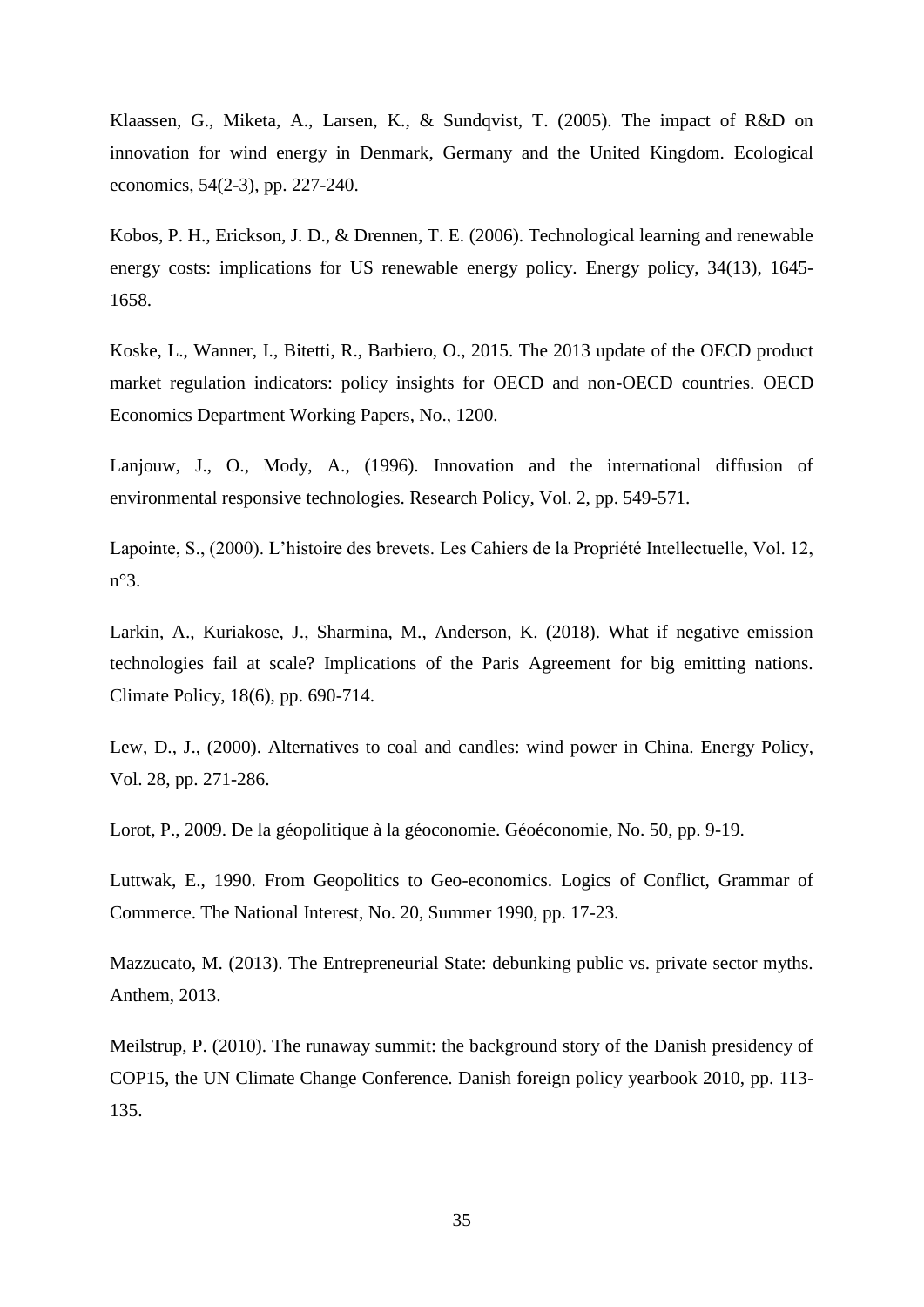Klaassen, G., Miketa, A., Larsen, K., & Sundqvist, T. (2005). The impact of R&D on innovation for wind energy in Denmark, Germany and the United Kingdom. Ecological economics, 54(2-3), pp. 227-240.

Kobos, P. H., Erickson, J. D., & Drennen, T. E. (2006). Technological learning and renewable energy costs: implications for US renewable energy policy. Energy policy, 34(13), 1645-1658.

Koske, L., Wanner, I., Bitetti, R., Barbiero, O., 2015. The 2013 update of the OECD product market regulation indicators: policy insights for OECD and non-OECD countries. OECD Economics Department Working Papers, No., 1200.

Lanjouw, J., O., Mody, A., (1996). Innovation and the international diffusion of environmental responsive technologies. Research Policy, Vol. 2, pp. 549-571.

Lapointe, S., (2000). L'histoire des brevets. Les Cahiers de la Propriété Intellectuelle, Vol. 12, n°3.

Larkin, A., Kuriakose, J., Sharmina, M., Anderson, K. (2018). What if negative emission technologies fail at scale? Implications of the Paris Agreement for big emitting nations. Climate Policy, 18(6), pp. 690-714.

Lew, D., J., (2000). Alternatives to coal and candles: wind power in China. Energy Policy, Vol. 28, pp. 271-286.

Lorot, P., 2009. De la géopolitique à la géoconomie. Géoéconomie, No. 50, pp. 9-19.

Luttwak, E., 1990. From Geopolitics to Geo-economics. Logics of Conflict, Grammar of Commerce. The National Interest, No. 20, Summer 1990, pp. 17-23.

Mazzucato, M. (2013). The Entrepreneurial State: debunking public vs. private sector myths. Anthem, 2013.

Meilstrup, P. (2010). The runaway summit: the background story of the Danish presidency of COP15, the UN Climate Change Conference. Danish foreign policy yearbook 2010, pp. 113-135.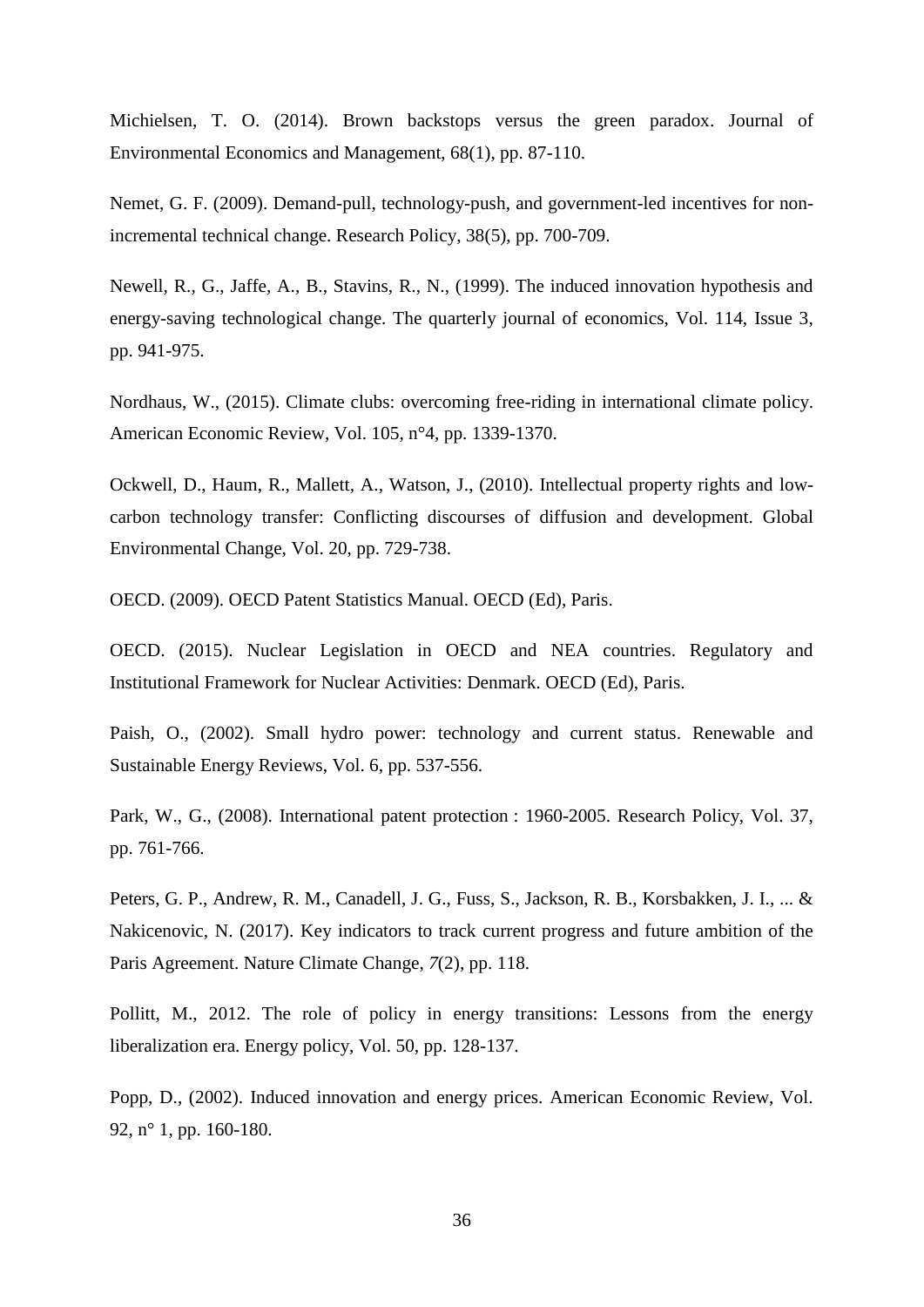Michielsen, T. O. (2014). Brown backstops versus the green paradox. Journal of Environmental Economics and Management, 68(1), pp. 87-110.

Nemet, G. F. (2009). Demand-pull, technology-push, and government-led incentives for non-incremental technical change. Research Policy, 38(5), pp. 700-709.

Newell, R., G., Jaffe, A., B., Stavins, R., N., (1999). The induced innovation hypothesis and energy-saving technological change. The quarterly journal of economics, Vol. 114, Issue 3, pp. 941-975.

Nordhaus, W., (2015). Climate clubs: overcoming free-riding in international climate policy. American Economic Review, Vol. 105, n°4, pp. 1339-1370.

Ockwell, D., Haum, R., Mallett, A., Watson, J., (2010). Intellectual property rights and low-carbon technology transfer: Conflicting discourses of diffusion and development. Global Environmental Change, Vol. 20, pp. 729-738.

OECD. (2009). OECD Patent Statistics Manual. OECD (Ed), Paris.

OECD. (2015). Nuclear Legislation in OECD and NEA countries. Regulatory and Institutional Framework for Nuclear Activities: Denmark. OECD (Ed), Paris.

Paish, O., (2002). Small hydro power: technology and current status. Renewable and Sustainable Energy Reviews, Vol. 6, pp. 537-556.

Park, W., G., (2008). International patent protection : 1960-2005. Research Policy, Vol. 37, pp. 761-766.

Peters, G. P., Andrew, R. M., Canadell, J. G., Fuss, S., Jackson, R. B., Korsbakken, J. I., ... & Nakicenovic, N. (2017). Key indicators to track current progress and future ambition of the Paris Agreement. Nature Climate Change, *7*(2), pp. 118.

Pollitt, M., 2012. The role of policy in energy transitions: Lessons from the energy liberalization era. Energy policy, Vol. 50, pp. 128-137.

Popp, D., (2002). Induced innovation and energy prices. American Economic Review, Vol. 92, n° 1, pp. 160-180.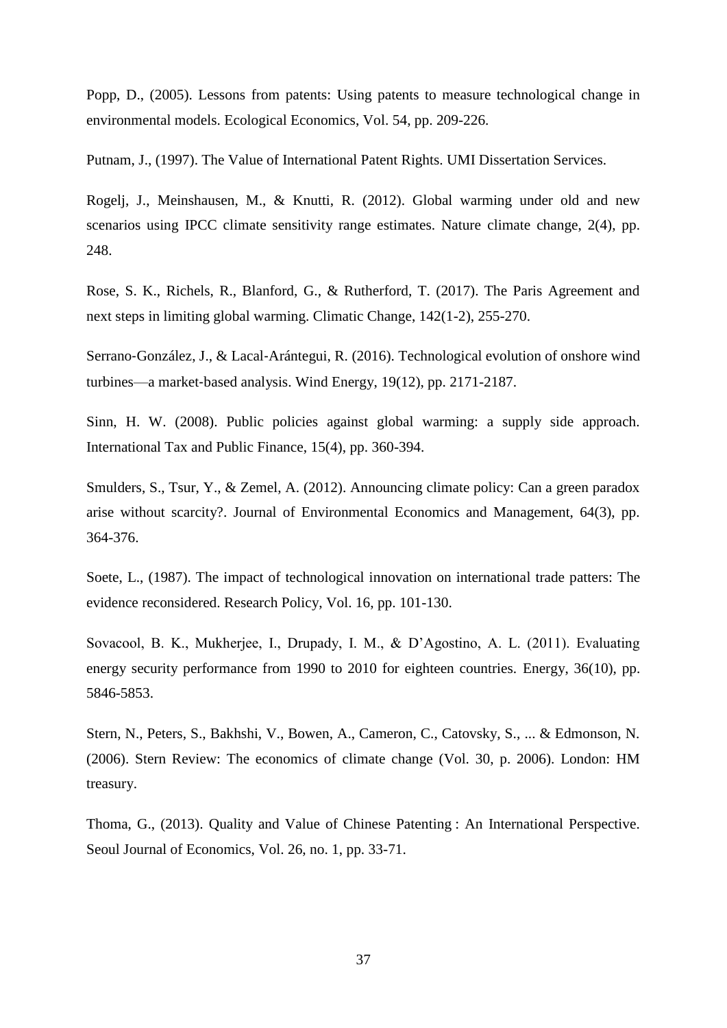Popp, D., (2005). Lessons from patents: Using patents to measure technological change in environmental models. Ecological Economics, Vol. 54, pp. 209-226.

Putnam, J., (1997). The Value of International Patent Rights. UMI Dissertation Services.

Rogelj, J., Meinshausen, M., & Knutti, R. (2012). Global warming under old and new scenarios using IPCC climate sensitivity range estimates. Nature climate change, 2(4), pp. 248.

Rose, S. K., Richels, R., Blanford, G., & Rutherford, T. (2017). The Paris Agreement and next steps in limiting global warming. Climatic Change, 142(1-2), 255-270.

Serrano‐González, J., & Lacal‐Arántegui, R. (2016). Technological evolution of onshore wind turbines—a market‐based analysis. Wind Energy, 19(12), pp. 2171-2187.

Sinn, H. W. (2008). Public policies against global warming: a supply side approach. International Tax and Public Finance, 15(4), pp. 360-394.

Smulders, S., Tsur, Y., & Zemel, A. (2012). Announcing climate policy: Can a green paradox arise without scarcity?. Journal of Environmental Economics and Management, 64(3), pp. 364-376.

Soete, L., (1987). The impact of technological innovation on international trade patters: The evidence reconsidered. Research Policy, Vol. 16, pp. 101-130.

Sovacool, B. K., Mukherjee, I., Drupady, I. M., & D'Agostino, A. L. (2011). Evaluating energy security performance from 1990 to 2010 for eighteen countries. Energy, 36(10), pp. 5846-5853.

Stern, N., Peters, S., Bakhshi, V., Bowen, A., Cameron, C., Catovsky, S., ... & Edmonson, N. (2006). Stern Review: The economics of climate change (Vol. 30, p. 2006). London: HM treasury.

Thoma, G., (2013). Quality and Value of Chinese Patenting : An International Perspective. Seoul Journal of Economics, Vol. 26, no. 1, pp. 33-71.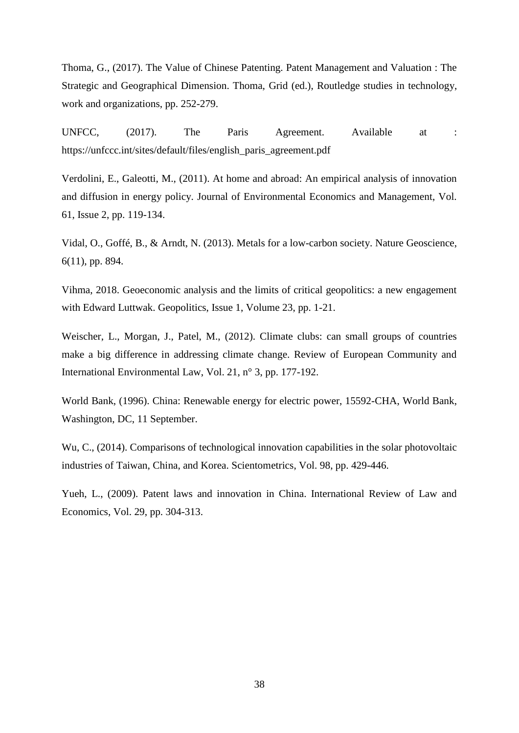Thoma, G., (2017). The Value of Chinese Patenting. Patent Management and Valuation : The Strategic and Geographical Dimension. Thoma, Grid (ed.), Routledge studies in technology, work and organizations, pp. 252-279.

UNFCC, (2017). The Paris Agreement. Available at : https://unfccc.int/sites/default/files/english_paris_agreement.pdf

Verdolini, E., Galeotti, M., (2011). At home and abroad: An empirical analysis of innovation and diffusion in energy policy. Journal of Environmental Economics and Management, Vol. 61, Issue 2, pp. 119-134.

Vidal, O., Goffé, B., & Arndt, N. (2013). Metals for a low-carbon society. Nature Geoscience, 6(11), pp. 894.

Vihma, 2018. Geoeconomic analysis and the limits of critical geopolitics: a new engagement with Edward Luttwak. Geopolitics, Issue 1, Volume 23, pp. 1-21.

Weischer, L., Morgan, J., Patel, M., (2012). Climate clubs: can small groups of countries make a big difference in addressing climate change. Review of European Community and International Environmental Law, Vol. 21, n° 3, pp. 177-192.

World Bank, (1996). China: Renewable energy for electric power, 15592-CHA, World Bank, Washington, DC, 11 September.

Wu, C., (2014). Comparisons of technological innovation capabilities in the solar photovoltaic industries of Taiwan, China, and Korea. Scientometrics, Vol. 98, pp. 429-446.

Yueh, L., (2009). Patent laws and innovation in China. International Review of Law and Economics, Vol. 29, pp. 304-313.